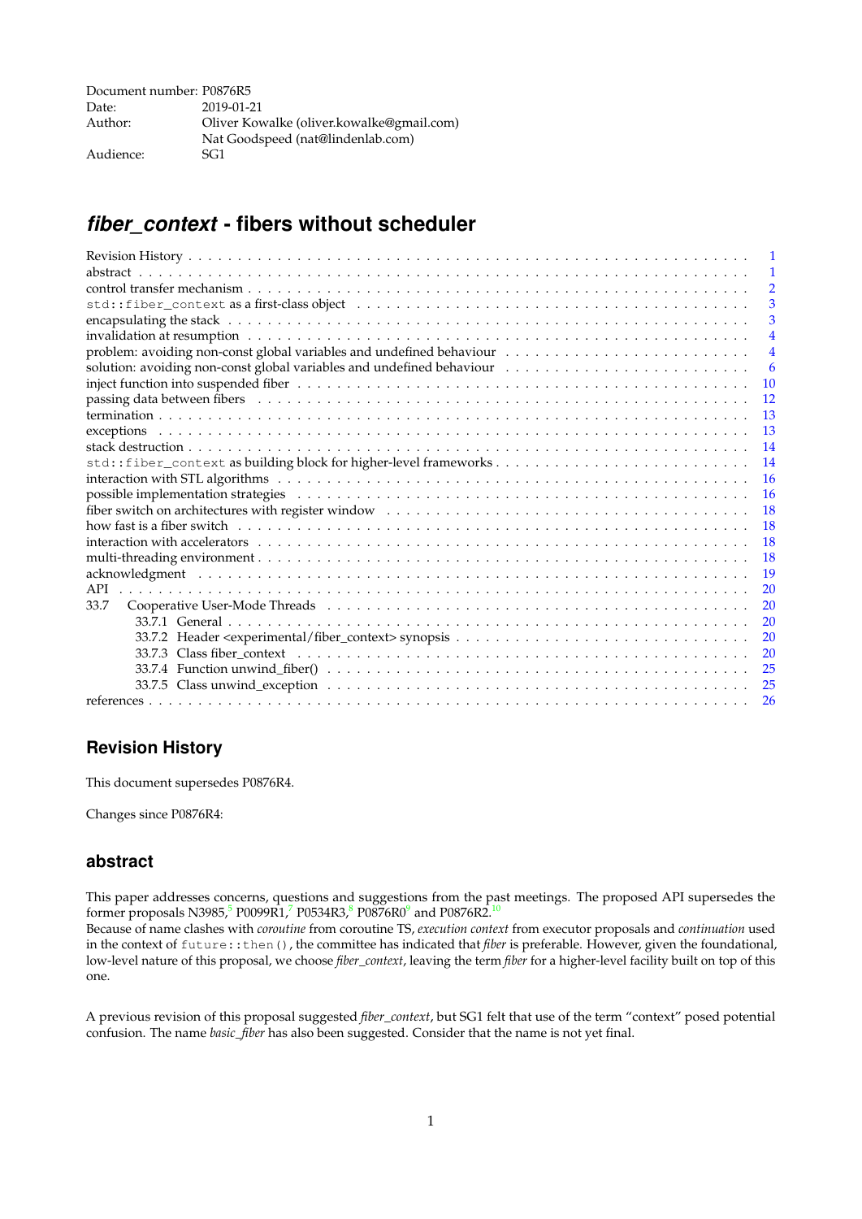Document number: P0876R5
Date: 2019-01-21
Author: Oliver Kowalke (oliver.kowalke@gmail.com)
Nat Goodspeed (nat@lindenlab.com)
Audience: SG1

# *fiber_context* - fibers without scheduler

- Revision History . . . 1
- abstract . . . 1
- control transfer mechanism . . . 2
- `std::fiber_context` as a first-class object . . . 3
- encapsulating the stack . . . 3
- invalidation at resumption . . . 4
- problem: avoiding non-const global variables and undefined behaviour . . . 4
- solution: avoiding non-const global variables and undefined behaviour . . . 6
- inject function into suspended fiber . . . 10
- passing data between fibers . . . 12
- termination . . . 13
- exceptions . . . 13
- stack destruction . . . 14
- `std::fiber_context` as building block for higher-level frameworks . . . 14
- interaction with STL algorithms . . . 16
- possible implementation strategies . . . 16
- fiber switch on architectures with register window . . . 18
- how fast is a fiber switch . . . 18
- interaction with accelerators . . . 18
- multi-threading environment . . . 18
- acknowledgment . . . 19
- API . . . 20
- 33.7 Cooperative User-Mode Threads . . . 20
  - 33.7.1 General . . . 20
  - 33.7.2 Header <experimental/fiber_context> synopsis . . . 20
  - 33.7.3 Class fiber_context . . . 20
  - 33.7.4 Function unwind_fiber() . . . 25
  - 33.7.5 Class unwind_exception . . . 25
- references . . . 26

## Revision History

This document supersedes P0876R4.

Changes since P0876R4:

## abstract

This paper addresses concerns, questions and suggestions from the past meetings. The proposed API supersedes the former proposals N3985,[5] P0099R1,[7] P0534R3,[8] P0876R0[9] and P0876R2.[10]
Because of name clashes with *coroutine* from coroutine TS, *execution context* from executor proposals and *continuation* used in the context of `future::then()`, the committee has indicated that *fiber* is preferable. However, given the foundational, low-level nature of this proposal, we choose *fiber_context*, leaving the term *fiber* for a higher-level facility built on top of this one.

A previous revision of this proposal suggested *fiber_context*, but SG1 felt that use of the term "context" posed potential confusion. The name *basic_fiber* has also been suggested. Consider that the name is not yet final.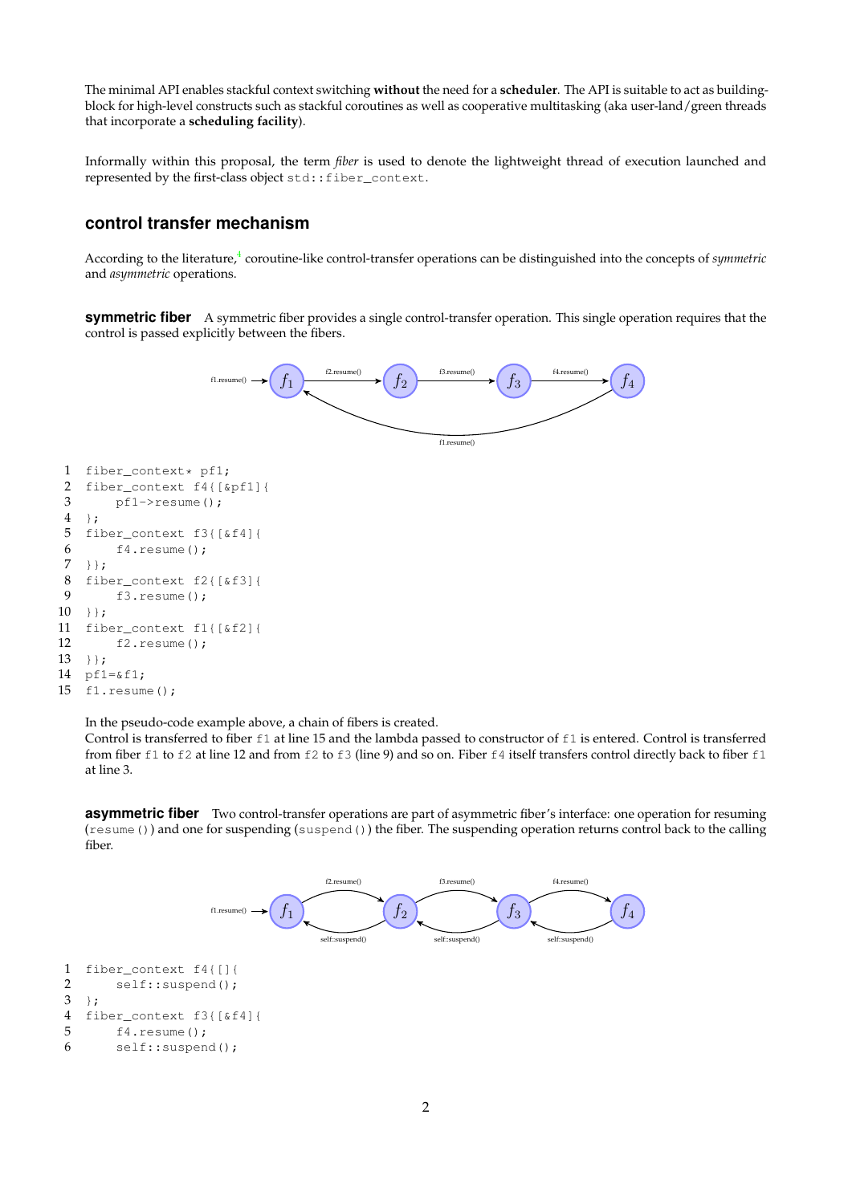The minimal API enables stackful context switching **without** the need for a **scheduler**. The API is suitable to act as building-block for high-level constructs such as stackful coroutines as well as cooperative multitasking (aka user-land/green threads that incorporate a **scheduling facility**).

Informally within this proposal, the term *fiber* is used to denote the lightweight thread of execution launched and represented by the first-class object `std::fiber_context`.

## control transfer mechanism

According to the literature,[4] coroutine-like control-transfer operations can be distinguished into the concepts of *symmetric* and *asymmetric* operations.

**symmetric fiber** A symmetric fiber provides a single control-transfer operation. This single operation requires that the control is passed explicitly between the fibers.

```
1  fiber_context* pf1;
2  fiber_context f4{[&pf1]{
3      pf1->resume();
4  };
5  fiber_context f3{[&f4]{
6      f4.resume();
7  }};
8  fiber_context f2{[&f3]{
9      f3.resume();
10 }};
11 fiber_context f1{[&f2]{
12     f2.resume();
13 }};
14 pf1=&f1;
15 f1.resume();
```

In the pseudo-code example above, a chain of fibers is created.
Control is transferred to fiber `f1` at line 15 and the lambda passed to constructor of `f1` is entered. Control is transferred from fiber `f1` to `f2` at line 12 and from `f2` to `f3` (line 9) and so on. Fiber `f4` itself transfers control directly back to fiber `f1` at line 3.

**asymmetric fiber** Two control-transfer operations are part of asymmetric fiber's interface: one operation for resuming (`resume()`) and one for suspending (`suspend()`) the fiber. The suspending operation returns control back to the calling fiber.

```
1  fiber_context f4{[]{
2      self::suspend();
3  };
4  fiber_context f3{[&f4]{
5      f4.resume();
6      self::suspend();
```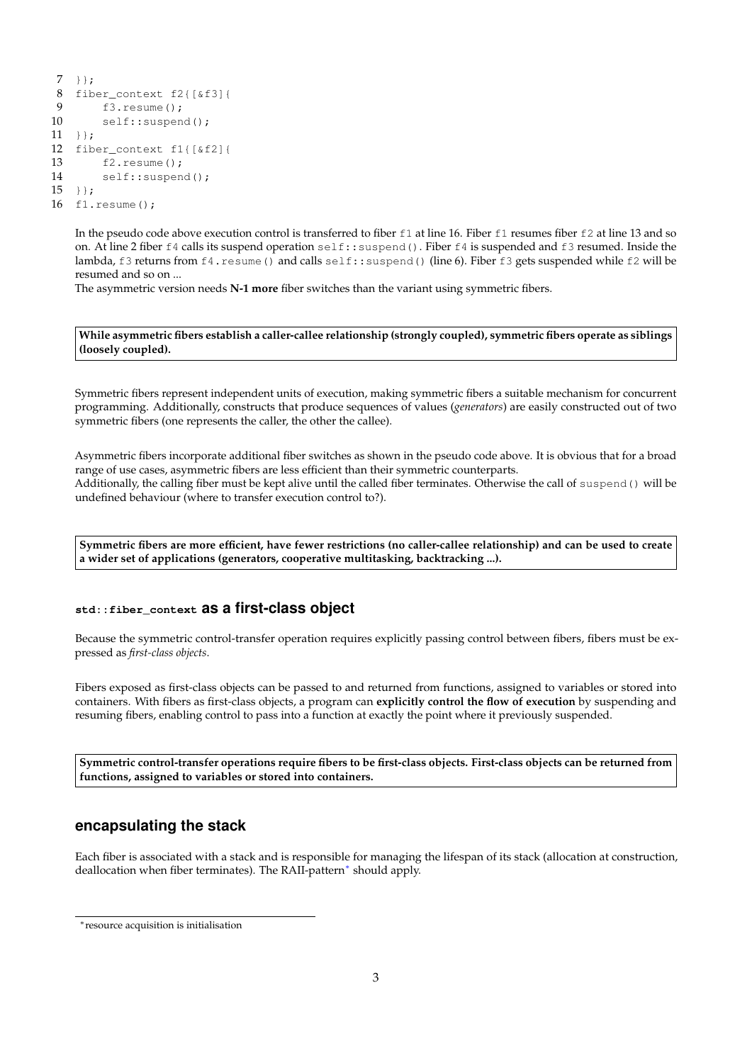```
 7  }};
 8  fiber_context f2{[&f3]{
 9      f3.resume();
10      self::suspend();
11  }};
12  fiber_context f1{[&f2]{
13      f2.resume();
14      self::suspend();
15  }};
16  f1.resume();
```

In the pseudo code above execution control is transferred to fiber `f1` at line 16. Fiber `f1` resumes fiber `f2` at line 13 and so on. At line 2 fiber `f4` calls its suspend operation `self::suspend()`. Fiber `f4` is suspended and `f3` resumed. Inside the lambda, `f3` returns from `f4.resume()` and calls `self::suspend()` (line 6). Fiber `f3` gets suspended while `f2` will be resumed and so on ...
The asymmetric version needs **N-1 more** fiber switches than the variant using symmetric fibers.

**While asymmetric fibers establish a caller-callee relationship (strongly coupled), symmetric fibers operate as siblings (loosely coupled).**

Symmetric fibers represent independent units of execution, making symmetric fibers a suitable mechanism for concurrent programming. Additionally, constructs that produce sequences of values (*generators*) are easily constructed out of two symmetric fibers (one represents the caller, the other the callee).

Asymmetric fibers incorporate additional fiber switches as shown in the pseudo code above. It is obvious that for a broad range of use cases, asymmetric fibers are less efficient than their symmetric counterparts.
Additionally, the calling fiber must be kept alive until the called fiber terminates. Otherwise the call of `suspend()` will be undefined behaviour (where to transfer execution control to?).

**Symmetric fibers are more efficient, have fewer restrictions (no caller-callee relationship) and can be used to create a wider set of applications (generators, cooperative multitasking, backtracking ...).**

### `std::fiber_context` as a first-class object

Because the symmetric control-transfer operation requires explicitly passing control between fibers, fibers must be expressed as *first-class objects*.

Fibers exposed as first-class objects can be passed to and returned from functions, assigned to variables or stored into containers. With fibers as first-class objects, a program can **explicitly control the flow of execution** by suspending and resuming fibers, enabling control to pass into a function at exactly the point where it previously suspended.

**Symmetric control-transfer operations require fibers to be first-class objects. First-class objects can be returned from functions, assigned to variables or stored into containers.**

## encapsulating the stack

Each fiber is associated with a stack and is responsible for managing the lifespan of its stack (allocation at construction, deallocation when fiber terminates). The RAII-pattern[*] should apply.

[*] resource acquisition is initialisation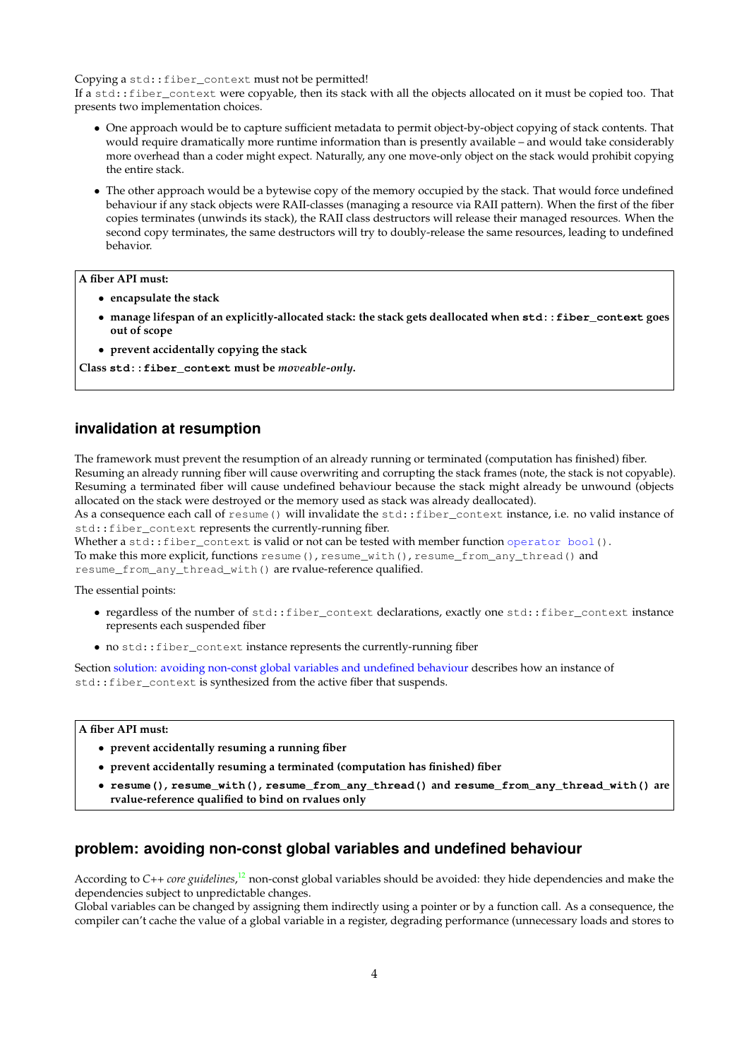Copying a `std::fiber_context` must not be permitted!
If a `std::fiber_context` were copyable, then its stack with all the objects allocated on it must be copied too. That presents two implementation choices.

- One approach would be to capture sufficient metadata to permit object-by-object copying of stack contents. That would require dramatically more runtime information than is presently available – and would take considerably more overhead than a coder might expect. Naturally, any one move-only object on the stack would prohibit copying the entire stack.
- The other approach would be a bytewise copy of the memory occupied by the stack. That would force undefined behaviour if any stack objects were RAII-classes (managing a resource via RAII pattern). When the first of the fiber copies terminates (unwinds its stack), the RAII class destructors will release their managed resources. When the second copy terminates, the same destructors will try to doubly-release the same resources, leading to undefined behavior.

> **A fiber API must:**
>
> - **encapsulate the stack**
> - **manage lifespan of an explicitly-allocated stack: the stack gets deallocated when `std::fiber_context` goes out of scope**
> - **prevent accidentally copying the stack**
>
> **Class `std::fiber_context` must be *moveable-only*.**

## invalidation at resumption

The framework must prevent the resumption of an already running or terminated (computation has finished) fiber.
Resuming an already running fiber will cause overwriting and corrupting the stack frames (note, the stack is not copyable).
Resuming a terminated fiber will cause undefined behaviour because the stack might already be unwound (objects allocated on the stack were destroyed or the memory used as stack was already deallocated).
As a consequence each call of `resume()` will invalidate the `std::fiber_context` instance, i.e. no valid instance of `std::fiber_context` represents the currently-running fiber.
Whether a `std::fiber_context` is valid or not can be tested with member function `operator bool()`.
To make this more explicit, functions `resume()`, `resume_with()`, `resume_from_any_thread()` and `resume_from_any_thread_with()` are rvalue-reference qualified.

The essential points:

- regardless of the number of `std::fiber_context` declarations, exactly one `std::fiber_context` instance represents each suspended fiber
- no `std::fiber_context` instance represents the currently-running fiber

Section solution: avoiding non-const global variables and undefined behaviour describes how an instance of `std::fiber_context` is synthesized from the active fiber that suspends.

> **A fiber API must:**
>
> - **prevent accidentally resuming a running fiber**
> - **prevent accidentally resuming a terminated (computation has finished) fiber**
> - **`resume()`, `resume_with()`, `resume_from_any_thread()` and `resume_from_any_thread_with()` are rvalue-reference qualified to bind on rvalues only**

## problem: avoiding non-const global variables and undefined behaviour

According to *C++ core guidelines*,[12] non-const global variables should be avoided: they hide dependencies and make the dependencies subject to unpredictable changes.
Global variables can be changed by assigning them indirectly using a pointer or by a function call. As a consequence, the compiler can't cache the value of a global variable in a register, degrading performance (unnecessary loads and stores to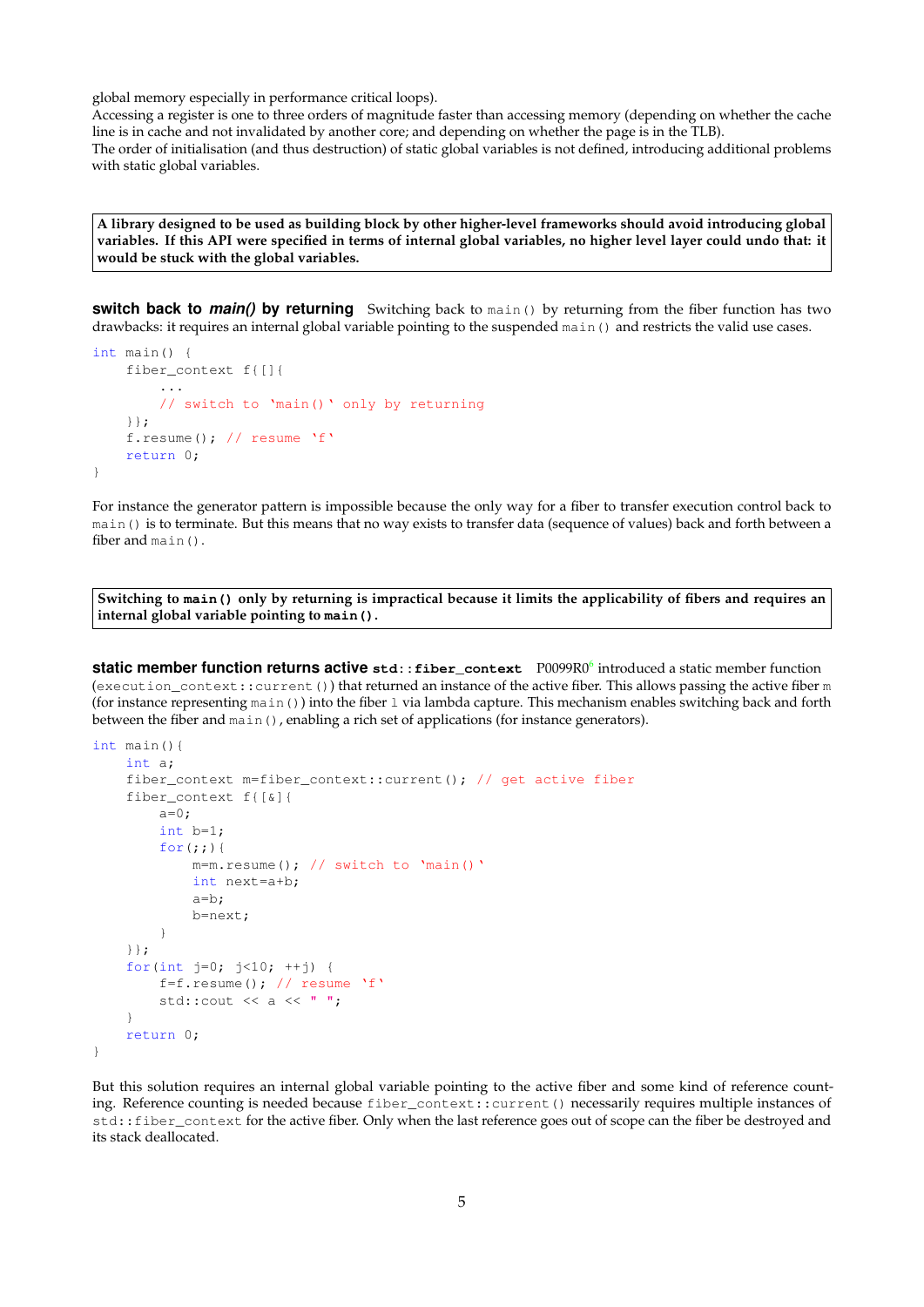global memory especially in performance critical loops).
Accessing a register is one to three orders of magnitude faster than accessing memory (depending on whether the cache line is in cache and not invalidated by another core; and depending on whether the page is in the TLB).
The order of initialisation (and thus destruction) of static global variables is not defined, introducing additional problems with static global variables.

> **A library designed to be used as building block by other higher-level frameworks should avoid introducing global variables. If this API were specified in terms of internal global variables, no higher level layer could undo that: it would be stuck with the global variables.**

**switch back to *main()* by returning** Switching back to `main()` by returning from the fiber function has two drawbacks: it requires an internal global variable pointing to the suspended `main()` and restricts the valid use cases.

```
int main() {
    fiber_context f{[]{
        ...
        // switch to 'main()' only by returning
    }};
    f.resume(); // resume 'f'
    return 0;
}
```

For instance the generator pattern is impossible because the only way for a fiber to transfer execution control back to `main()` is to terminate. But this means that no way exists to transfer data (sequence of values) back and forth between a fiber and `main()`.

> **Switching to `main()` only by returning is impractical because it limits the applicability of fibers and requires an internal global variable pointing to `main()`.**

**static member function returns active `std::fiber_context`** P0099R0[6] introduced a static member function (`execution_context::current()`) that returned an instance of the active fiber. This allows passing the active fiber `m` (for instance representing `main()`) into the fiber `l` via lambda capture. This mechanism enables switching back and forth between the fiber and `main()`, enabling a rich set of applications (for instance generators).

```
int main(){
    int a;
    fiber_context m=fiber_context::current(); // get active fiber
    fiber_context f{[&]{
        a=0;
        int b=1;
        for(;;){
            m=m.resume(); // switch to 'main()'
            int next=a+b;
            a=b;
            b=next;
        }
    }};
    for(int j=0; j<10; ++j) {
        f=f.resume(); // resume 'f'
        std::cout << a << " ";
    }
    return 0;
}
```

But this solution requires an internal global variable pointing to the active fiber and some kind of reference counting. Reference counting is needed because `fiber_context::current()` necessarily requires multiple instances of `std::fiber_context` for the active fiber. Only when the last reference goes out of scope can the fiber be destroyed and its stack deallocated.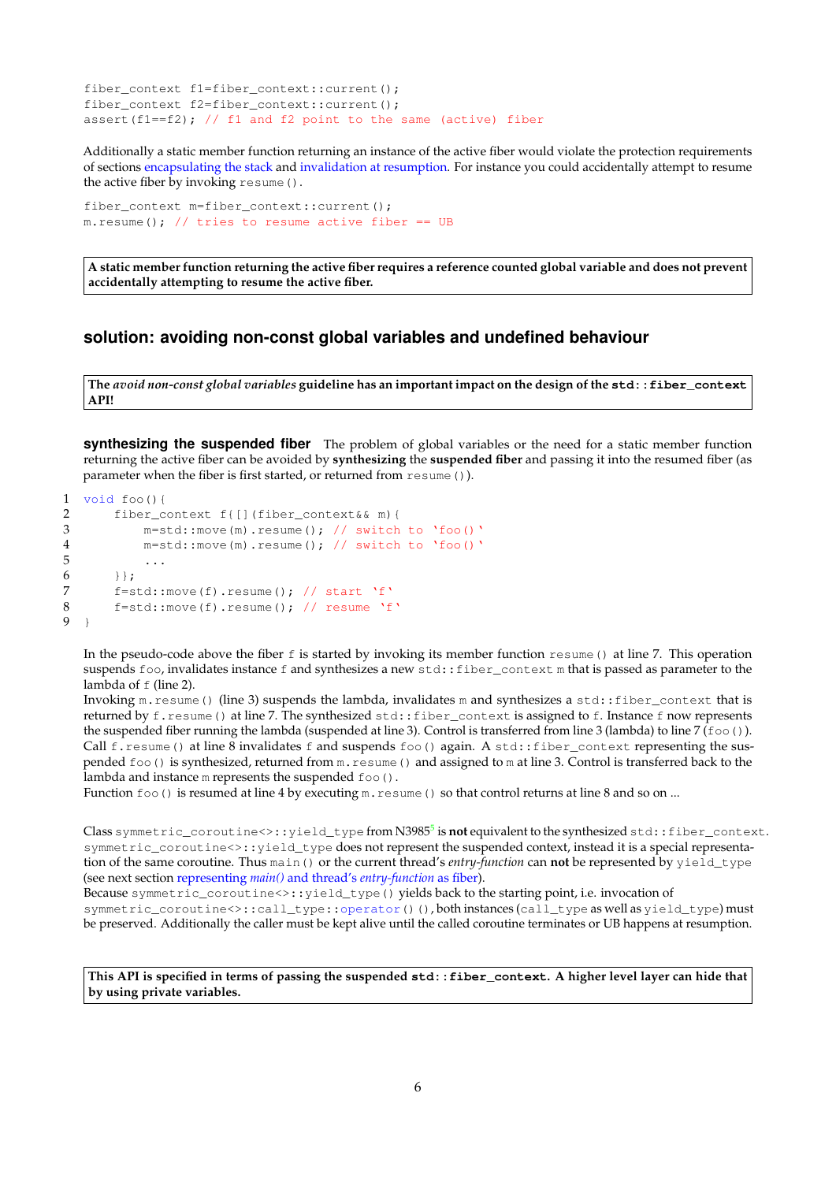```
fiber_context f1=fiber_context::current();
fiber_context f2=fiber_context::current();
assert(f1==f2); // f1 and f2 point to the same (active) fiber
```

Additionally a static member function returning an instance of the active fiber would violate the protection requirements of sections encapsulating the stack and invalidation at resumption. For instance you could accidentally attempt to resume the active fiber by invoking `resume()`.

```
fiber_context m=fiber_context::current();
m.resume(); // tries to resume active fiber == UB
```

**A static member function returning the active fiber requires a reference counted global variable and does not prevent accidentally attempting to resume the active fiber.**

## solution: avoiding non-const global variables and undefined behaviour

**The *avoid non-const global variables* guideline has an important impact on the design of the `std::fiber_context` API!**

**synthesizing the suspended fiber** The problem of global variables or the need for a static member function returning the active fiber can be avoided by **synthesizing** the **suspended fiber** and passing it into the resumed fiber (as parameter when the fiber is first started, or returned from `resume()`).

```
1  void foo(){
2      fiber_context f{[](fiber_context&& m){
3          m=std::move(m).resume(); // switch to `foo()`
4          m=std::move(m).resume(); // switch to `foo()`
5          ...
6      }};
7      f=std::move(f).resume(); // start `f`
8      f=std::move(f).resume(); // resume `f`
9  }
```

In the pseudo-code above the fiber `f` is started by invoking its member function `resume()` at line 7. This operation suspends `foo`, invalidates instance `f` and synthesizes a new `std::fiber_context` `m` that is passed as parameter to the lambda of `f` (line 2).
Invoking `m.resume()` (line 3) suspends the lambda, invalidates `m` and synthesizes a `std::fiber_context` that is returned by `f.resume()` at line 7. The synthesized `std::fiber_context` is assigned to `f`. Instance `f` now represents the suspended fiber running the lambda (suspended at line 3). Control is transferred from line 3 (lambda) to line 7 (`foo()`).
Call `f.resume()` at line 8 invalidates `f` and suspends `foo()` again. A `std::fiber_context` representing the suspended `foo()` is synthesized, returned from `m.resume()` and assigned to `m` at line 3. Control is transferred back to the lambda and instance `m` represents the suspended `foo()`.
Function `foo()` is resumed at line 4 by executing `m.resume()` so that control returns at line 8 and so on ...

Class `symmetric_coroutine<>::yield_type` from N3985[5] is **not** equivalent to the synthesized `std::fiber_context`. `symmetric_coroutine<>::yield_type` does not represent the suspended context, instead it is a special representation of the same coroutine. Thus `main()` or the current thread's *entry-function* can **not** be represented by `yield_type` (see next section representing *main()* and thread's *entry-function* as fiber).
Because `symmetric_coroutine<>::yield_type()` yields back to the starting point, i.e. invocation of `symmetric_coroutine<>::call_type::operator()()`, both instances (`call_type` as well as `yield_type`) must be preserved. Additionally the caller must be kept alive until the called coroutine terminates or UB happens at resumption.

**This API is specified in terms of passing the suspended `std::fiber_context`. A higher level layer can hide that by using private variables.**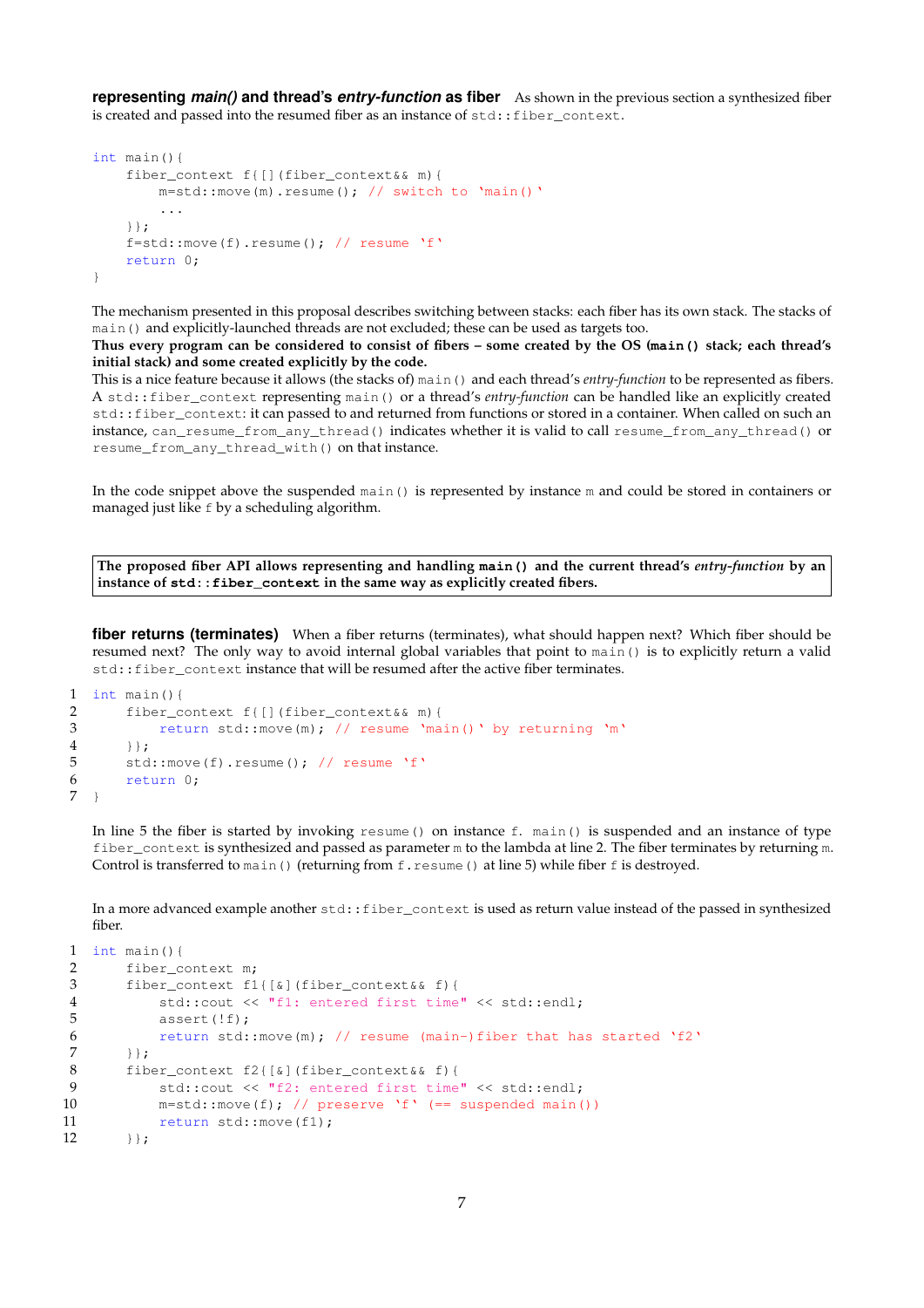**representing *main()* and thread's *entry-function* as fiber** As shown in the previous section a synthesized fiber is created and passed into the resumed fiber as an instance of `std::fiber_context`.

```
int main(){
    fiber_context f{[](fiber_context&& m){
        m=std::move(m).resume(); // switch to `main()`
        ...
    }};
    f=std::move(f).resume(); // resume `f`
    return 0;
}
```

The mechanism presented in this proposal describes switching between stacks: each fiber has its own stack. The stacks of `main()` and explicitly-launched threads are not excluded; these can be used as targets too.
**Thus every program can be considered to consist of fibers – some created by the OS (`main()` stack; each thread's initial stack) and some created explicitly by the code.**
This is a nice feature because it allows (the stacks of) `main()` and each thread's *entry-function* to be represented as fibers. A `std::fiber_context` representing `main()` or a thread's *entry-function* can be handled like an explicitly created `std::fiber_context`: it can passed to and returned from functions or stored in a container. When called on such an instance, `can_resume_from_any_thread()` indicates whether it is valid to call `resume_from_any_thread()` or `resume_from_any_thread_with()` on that instance.

In the code snippet above the suspended `main()` is represented by instance `m` and could be stored in containers or managed just like `f` by a scheduling algorithm.

> **The proposed fiber API allows representing and handling `main()` and the current thread's *entry-function* by an instance of `std::fiber_context` in the same way as explicitly created fibers.**

**fiber returns (terminates)** When a fiber returns (terminates), what should happen next? Which fiber should be resumed next? The only way to avoid internal global variables that point to `main()` is to explicitly return a valid `std::fiber_context` instance that will be resumed after the active fiber terminates.

```
1  int main(){
2      fiber_context f{[](fiber_context&& m){
3          return std::move(m); // resume `main()` by returning `m`
4      }};
5      std::move(f).resume(); // resume `f`
6      return 0;
7  }
```

In line 5 the fiber is started by invoking `resume()` on instance `f`. `main()` is suspended and an instance of type `fiber_context` is synthesized and passed as parameter `m` to the lambda at line 2. The fiber terminates by returning `m`. Control is transferred to `main()` (returning from `f.resume()` at line 5) while fiber `f` is destroyed.

In a more advanced example another `std::fiber_context` is used as return value instead of the passed in synthesized fiber.

```
1  int main(){
2      fiber_context m;
3      fiber_context f1{[&](fiber_context&& f){
4          std::cout << "f1: entered first time" << std::endl;
5          assert(!f);
6          return std::move(m); // resume (main-)fiber that has started `f2`
7      }};
8      fiber_context f2{[&](fiber_context&& f){
9          std::cout << "f2: entered first time" << std::endl;
10         m=std::move(f); // preserve `f` (== suspended main())
11         return std::move(f1);
12     }};
```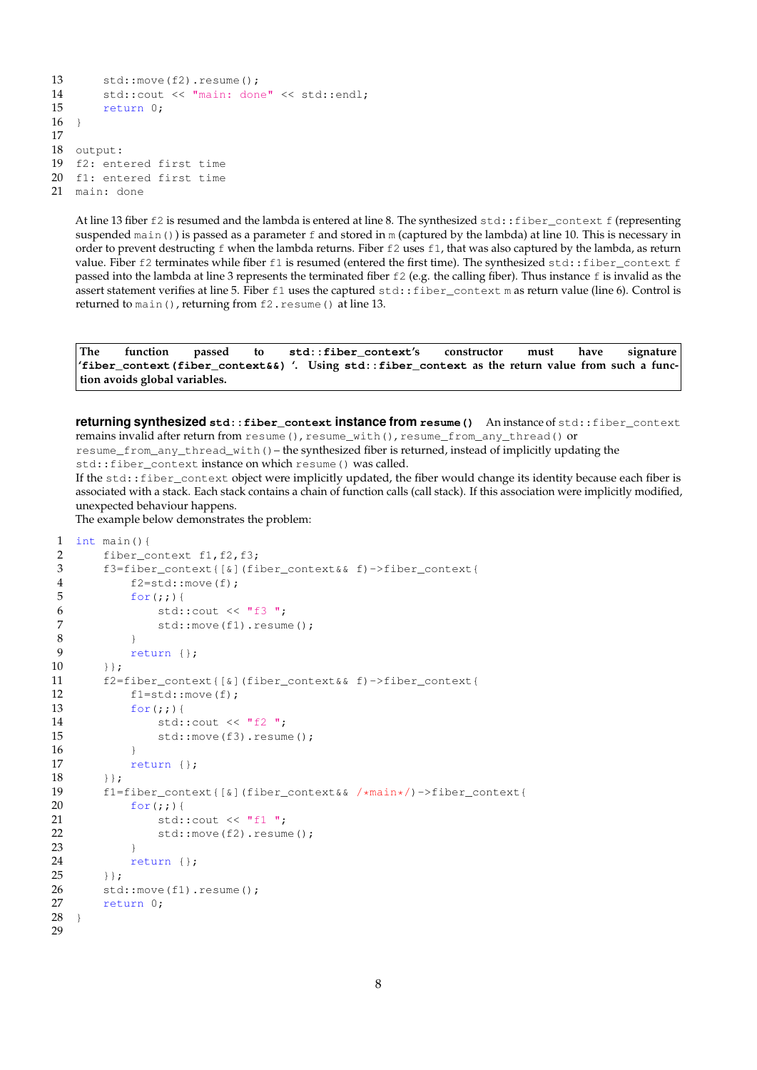```
13      std::move(f2).resume();
14      std::cout << "main: done" << std::endl;
15      return 0;
16  }
17
18  output:
19  f2: entered first time
20  f1: entered first time
21  main: done
```

At line 13 fiber `f2` is resumed and the lambda is entered at line 8. The synthesized `std::fiber_context f` (representing suspended `main()`) is passed as a parameter `f` and stored in `m` (captured by the lambda) at line 10. This is necessary in order to prevent destructing `f` when the lambda returns. Fiber `f2` uses `f1`, that was also captured by the lambda, as return value. Fiber `f2` terminates while fiber `f1` is resumed (entered the first time). The synthesized `std::fiber_context f` passed into the lambda at line 3 represents the terminated fiber `f2` (e.g. the calling fiber). Thus instance `f` is invalid as the assert statement verifies at line 5. Fiber `f1` uses the captured `std::fiber_context m` as return value (line 6). Control is returned to `main()`, returning from `f2.resume()` at line 13.

**The function passed to `std::fiber_context`'s constructor must have signature '`fiber_context(fiber_context&&)`'. Using `std::fiber_context` as the return value from such a function avoids global variables.**

**returning synthesized `std::fiber_context` instance from `resume()`** An instance of `std::fiber_context` remains invalid after return from `resume()`, `resume_with()`, `resume_from_any_thread()` or `resume_from_any_thread_with()` – the synthesized fiber is returned, instead of implicitly updating the `std::fiber_context` instance on which `resume()` was called.
If the `std::fiber_context` object were implicitly updated, the fiber would change its identity because each fiber is associated with a stack. Each stack contains a chain of function calls (call stack). If this association were implicitly modified, unexpected behaviour happens.
The example below demonstrates the problem:

```
1   int main(){
2       fiber_context f1,f2,f3;
3       f3=fiber_context{[&](fiber_context&& f)->fiber_context{
4           f2=std::move(f);
5           for(;;){
6               std::cout << "f3 ";
7               std::move(f1).resume();
8           }
9           return {};
10      }};
11      f2=fiber_context{[&](fiber_context&& f)->fiber_context{
12          f1=std::move(f);
13          for(;;){
14              std::cout << "f2 ";
15              std::move(f3).resume();
16          }
17          return {};
18      }};
19      f1=fiber_context{[&](fiber_context&& /*main*/)->fiber_context{
20          for(;;){
21              std::cout << "f1 ";
22              std::move(f2).resume();
23          }
24          return {};
25      }};
26      std::move(f1).resume();
27      return 0;
28  }
29
```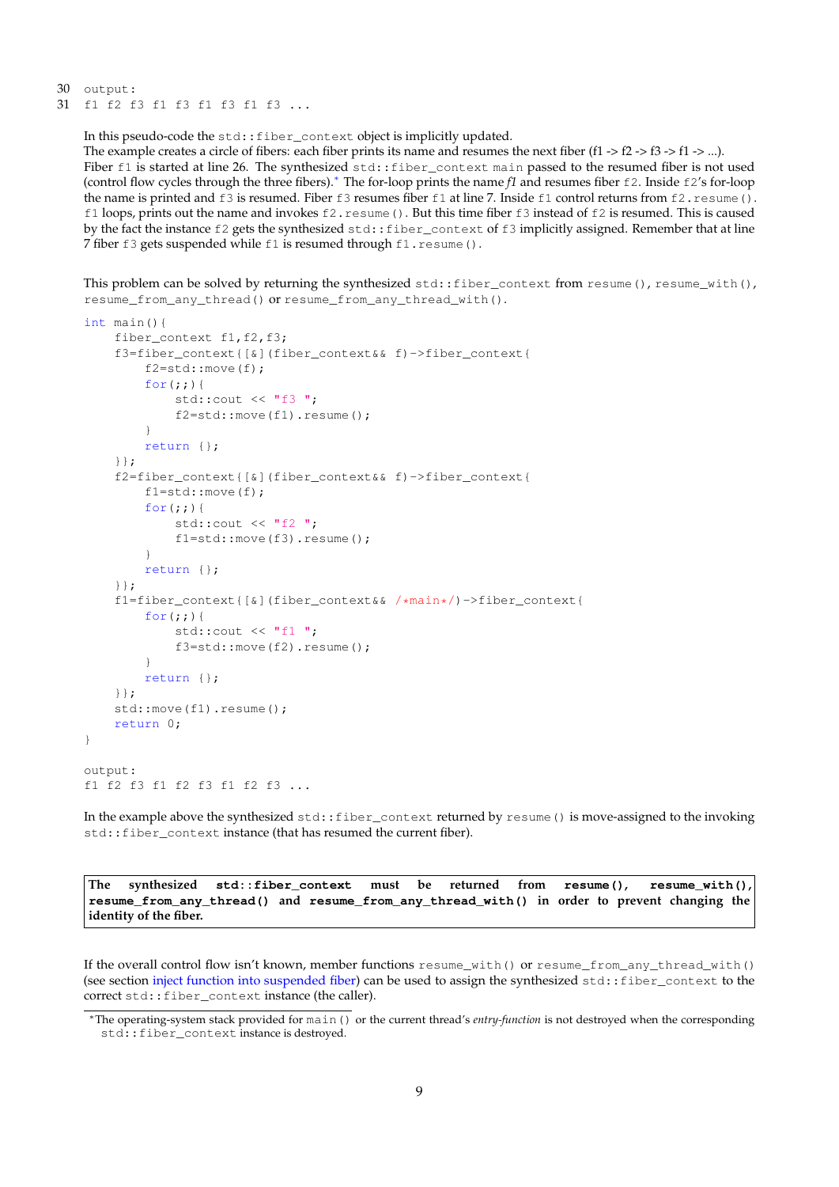```
30 output:
31 f1 f2 f3 f1 f3 f1 f3 f1 f3 ...
```

In this pseudo-code the `std::fiber_context` object is implicitly updated.
The example creates a circle of fibers: each fiber prints its name and resumes the next fiber (f1 -> f2 -> f3 -> f1 -> ...).
Fiber `f1` is started at line 26. The synthesized `std::fiber_context main` passed to the resumed fiber is not used (control flow cycles through the three fibers).* The for-loop prints the name *f1* and resumes fiber `f2`. Inside `f2`'s for-loop the name is printed and `f3` is resumed. Fiber `f3` resumes fiber `f1` at line 7. Inside `f1` control returns from `f2.resume()`. `f1` loops, prints out the name and invokes `f2.resume()`. But this time fiber `f3` instead of `f2` is resumed. This is caused by the fact the instance `f2` gets the synthesized `std::fiber_context` of `f3` implicitly assigned. Remember that at line 7 fiber `f3` gets suspended while `f1` is resumed through `f1.resume()`.

This problem can be solved by returning the synthesized `std::fiber_context` from `resume()`, `resume_with()`, `resume_from_any_thread()` or `resume_from_any_thread_with()`.

```
int main(){
    fiber_context f1,f2,f3;
    f3=fiber_context{[&](fiber_context&& f)->fiber_context{
        f2=std::move(f);
        for(;;){
            std::cout << "f3 ";
            f2=std::move(f1).resume();
        }
        return {};
    }};
    f2=fiber_context{[&](fiber_context&& f)->fiber_context{
        f1=std::move(f);
        for(;;){
            std::cout << "f2 ";
            f1=std::move(f3).resume();
        }
        return {};
    }};
    f1=fiber_context{[&](fiber_context&& /*main*/)->fiber_context{
        for(;;){
            std::cout << "f1 ";
            f3=std::move(f2).resume();
        }
        return {};
    }};
    std::move(f1).resume();
    return 0;
}

output:
f1 f2 f3 f1 f2 f3 f1 f2 f3 ...
```

In the example above the synthesized `std::fiber_context` returned by `resume()` is move-assigned to the invoking `std::fiber_context` instance (that has resumed the current fiber).

**The synthesized `std::fiber_context` must be returned from `resume()`, `resume_with()`, `resume_from_any_thread()` and `resume_from_any_thread_with()` in order to prevent changing the identity of the fiber.**

If the overall control flow isn't known, member functions `resume_with()` or `resume_from_any_thread_with()` (see section inject function into suspended fiber) can be used to assign the synthesized `std::fiber_context` to the correct `std::fiber_context` instance (the caller).

*The operating-system stack provided for `main()` or the current thread's *entry-function* is not destroyed when the corresponding `std::fiber_context` instance is destroyed.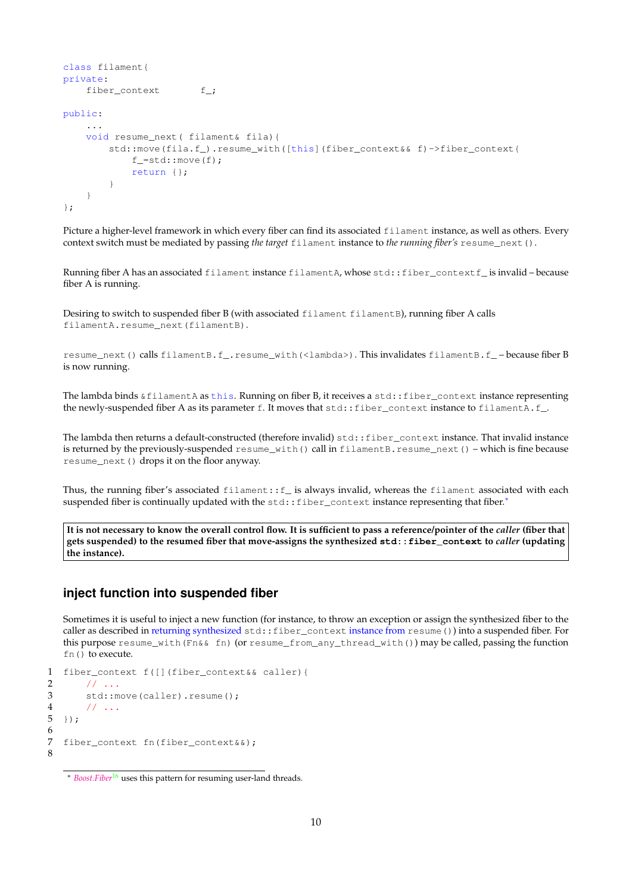```
class filament{
private:
    fiber_context       f_;

public:
    ...
    void resume_next( filament& fila){
        std::move(fila.f_).resume_with([this](fiber_context&& f)->fiber_context{
            f_=std::move(f);
            return {};
        }
    }
};
```

Picture a higher-level framework in which every fiber can find its associated `filament` instance, as well as others. Every context switch must be mediated by passing *the target* `filament` instance to *the running fiber's* `resume_next()`.

Running fiber A has an associated `filament` instance `filamentA`, whose `std::fiber_contextf_` is invalid – because fiber A is running.

Desiring to switch to suspended fiber B (with associated `filament filamentB`), running fiber A calls `filamentA.resume_next(filamentB)`.

`resume_next()` calls `filamentB.f_.resume_with(<lambda>)`. This invalidates `filamentB.f_` – because fiber B is now running.

The lambda binds `&filamentA` as `this`. Running on fiber B, it receives a `std::fiber_context` instance representing the newly-suspended fiber A as its parameter `f`. It moves that `std::fiber_context` instance to `filamentA.f_`.

The lambda then returns a default-constructed (therefore invalid) `std::fiber_context` instance. That invalid instance is returned by the previously-suspended `resume_with()` call in `filamentB.resume_next()` – which is fine because `resume_next()` drops it on the floor anyway.

Thus, the running fiber's associated `filament::f_` is always invalid, whereas the `filament` associated with each suspended fiber is continually updated with the `std::fiber_context` instance representing that fiber.*

**It is not necessary to know the overall control flow. It is sufficient to pass a reference/pointer of the *caller* (fiber that gets suspended) to the resumed fiber that move-assigns the synthesized `std::fiber_context` to *caller* (updating the instance).**

## inject function into suspended fiber

Sometimes it is useful to inject a new function (for instance, to throw an exception or assign the synthesized fiber to the caller as described in returning synthesized `std::fiber_context` instance from `resume()`) into a suspended fiber. For this purpose `resume_with(Fn&& fn)` (or `resume_from_any_thread_with()`) may be called, passing the function `fn()` to execute.

```
1  fiber_context f([](fiber_context&& caller){
2      // ...
3      std::move(caller).resume();
4      // ...
5  });
6
7  fiber_context fn(fiber_context&&);
8
```

\* *Boost.Fiber*[16] uses this pattern for resuming user-land threads.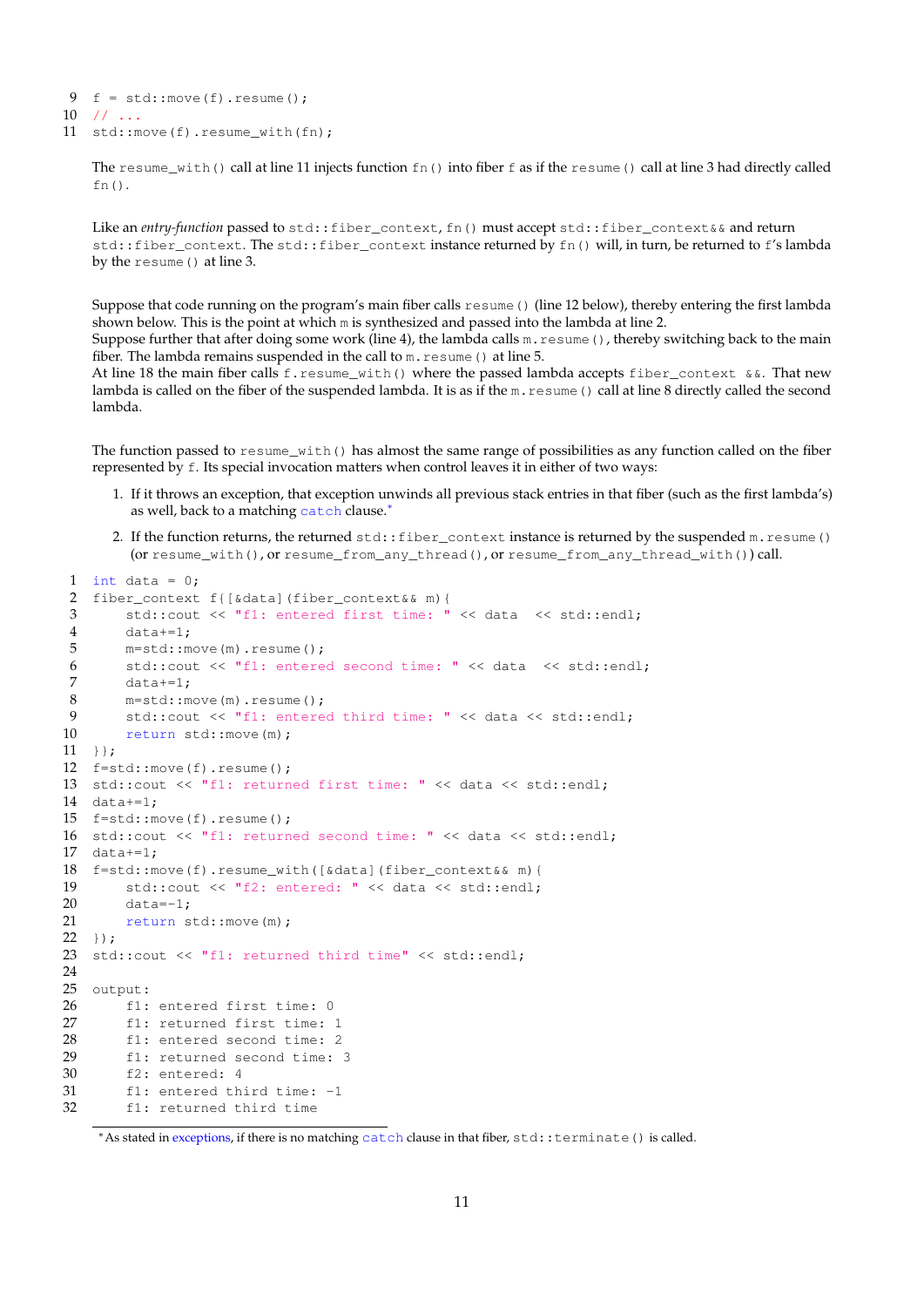```
 9 f = std::move(f).resume();
10 // ...
11 std::move(f).resume_with(fn);
```

The `resume_with()` call at line 11 injects function `fn()` into fiber `f` as if the `resume()` call at line 3 had directly called `fn()`.

Like an *entry-function* passed to `std::fiber_context`, `fn()` must accept `std::fiber_context&&` and return `std::fiber_context`. The `std::fiber_context` instance returned by `fn()` will, in turn, be returned to `f`'s lambda by the `resume()` at line 3.

Suppose that code running on the program's main fiber calls `resume()` (line 12 below), thereby entering the first lambda shown below. This is the point at which `m` is synthesized and passed into the lambda at line 2.
Suppose further that after doing some work (line 4), the lambda calls `m.resume()`, thereby switching back to the main fiber. The lambda remains suspended in the call to `m.resume()` at line 5.
At line 18 the main fiber calls `f.resume_with()` where the passed lambda accepts `fiber_context &&`. That new lambda is called on the fiber of the suspended lambda. It is as if the `m.resume()` call at line 8 directly called the second lambda.

The function passed to `resume_with()` has almost the same range of possibilities as any function called on the fiber represented by `f`. Its special invocation matters when control leaves it in either of two ways:

1. If it throws an exception, that exception unwinds all previous stack entries in that fiber (such as the first lambda's) as well, back to a matching `catch` clause.*
2. If the function returns, the returned `std::fiber_context` instance is returned by the suspended `m.resume()` (or `resume_with()`, or `resume_from_any_thread()`, or `resume_from_any_thread_with()`) call.

```
 1 int data = 0;
 2 fiber_context f{[&data](fiber_context&& m){
 3     std::cout << "f1: entered first time: " << data  << std::endl;
 4     data+=1;
 5     m=std::move(m).resume();
 6     std::cout << "f1: entered second time: " << data  << std::endl;
 7     data+=1;
 8     m=std::move(m).resume();
 9     std::cout << "f1: entered third time: " << data << std::endl;
10     return std::move(m);
11 }};
12 f=std::move(f).resume();
13 std::cout << "f1: returned first time: " << data << std::endl;
14 data+=1;
15 f=std::move(f).resume();
16 std::cout << "f1: returned second time: " << data << std::endl;
17 data+=1;
18 f=std::move(f).resume_with([&data](fiber_context&& m){
19     std::cout << "f2: entered: " << data << std::endl;
20     data=-1;
21     return std::move(m);
22 });
23 std::cout << "f1: returned third time" << std::endl;
24
25 output:
26     f1: entered first time: 0
27     f1: returned first time: 1
28     f1: entered second time: 2
29     f1: returned second time: 3
30     f2: entered: 4
31     f1: entered third time: -1
32     f1: returned third time
```

*As stated in exceptions, if there is no matching `catch` clause in that fiber, `std::terminate()` is called.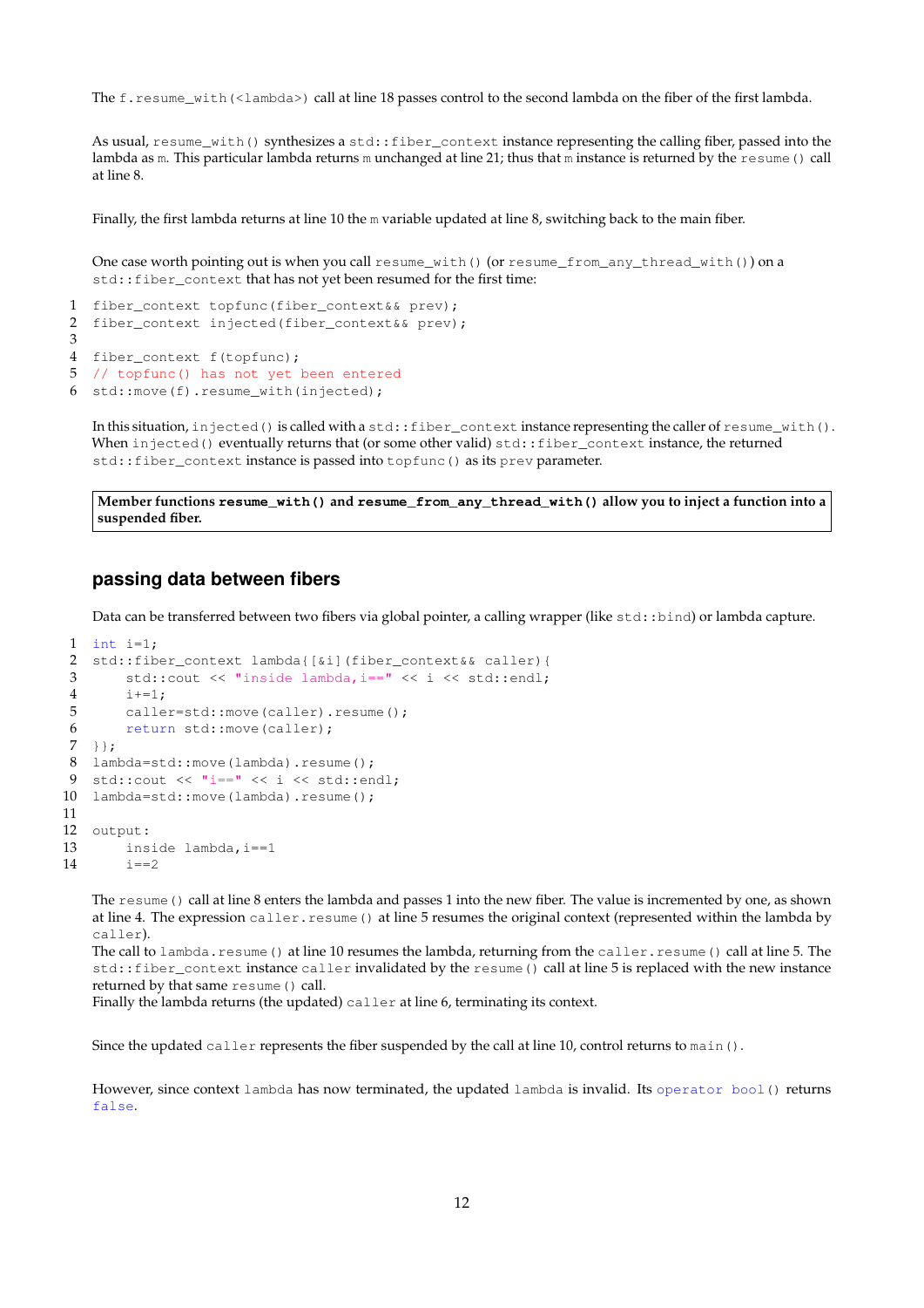The `f.resume_with(<lambda>)` call at line 18 passes control to the second lambda on the fiber of the first lambda.

As usual, `resume_with()` synthesizes a `std::fiber_context` instance representing the calling fiber, passed into the lambda as `m`. This particular lambda returns `m` unchanged at line 21; thus that `m` instance is returned by the `resume()` call at line 8.

Finally, the first lambda returns at line 10 the `m` variable updated at line 8, switching back to the main fiber.

One case worth pointing out is when you call `resume_with()` (or `resume_from_any_thread_with()`) on a `std::fiber_context` that has not yet been resumed for the first time:

```
1  fiber_context topfunc(fiber_context&& prev);
2  fiber_context injected(fiber_context&& prev);
3
4  fiber_context f(topfunc);
5  // topfunc() has not yet been entered
6  std::move(f).resume_with(injected);
```

In this situation, `injected()` is called with a `std::fiber_context` instance representing the caller of `resume_with()`. When `injected()` eventually returns that (or some other valid) `std::fiber_context` instance, the returned `std::fiber_context` instance is passed into `topfunc()` as its `prev` parameter.

> **Member functions `resume_with()` and `resume_from_any_thread_with()` allow you to inject a function into a suspended fiber.**

## passing data between fibers

Data can be transferred between two fibers via global pointer, a calling wrapper (like `std::bind`) or lambda capture.

```
1  int i=1;
2  std::fiber_context lambda{[&i](fiber_context&& caller){
3      std::cout << "inside lambda,i==" << i << std::endl;
4      i+=1;
5      caller=std::move(caller).resume();
6      return std::move(caller);
7  }};
8  lambda=std::move(lambda).resume();
9  std::cout << "i==" << i << std::endl;
10 lambda=std::move(lambda).resume();
11
12 output:
13     inside lambda,i==1
14     i==2
```

The `resume()` call at line 8 enters the lambda and passes 1 into the new fiber. The value is incremented by one, as shown at line 4. The expression `caller.resume()` at line 5 resumes the original context (represented within the lambda by `caller`).
The call to `lambda.resume()` at line 10 resumes the lambda, returning from the `caller.resume()` call at line 5. The `std::fiber_context` instance `caller` invalidated by the `resume()` call at line 5 is replaced with the new instance returned by that same `resume()` call.
Finally the lambda returns (the updated) `caller` at line 6, terminating its context.

Since the updated `caller` represents the fiber suspended by the call at line 10, control returns to `main()`.

However, since context `lambda` has now terminated, the updated `lambda` is invalid. Its `operator bool()` returns `false`.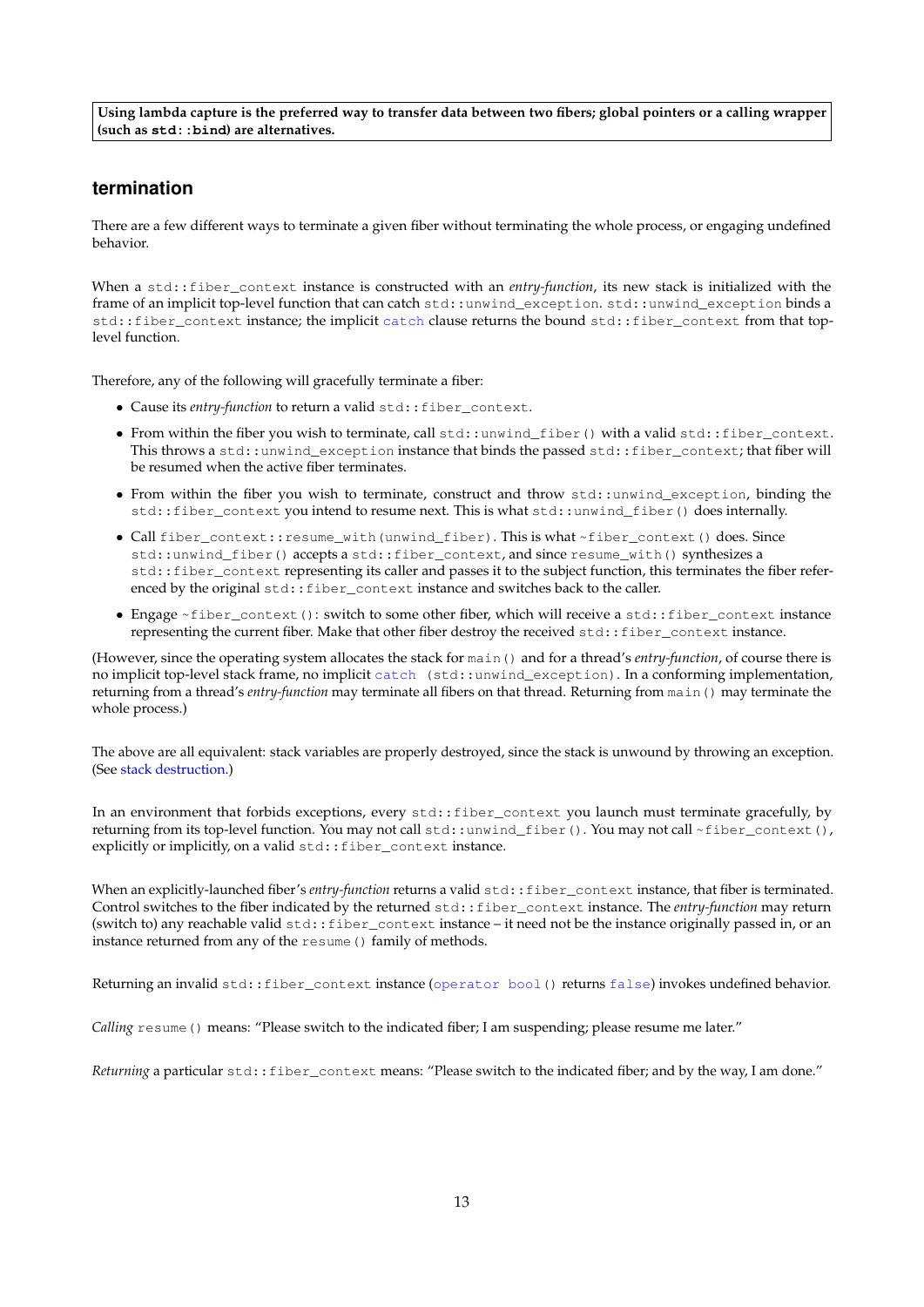**Using lambda capture is the preferred way to transfer data between two fibers; global pointers or a calling wrapper (such as `std::bind`) are alternatives.**

## termination

There are a few different ways to terminate a given fiber without terminating the whole process, or engaging undefined behavior.

When a `std::fiber_context` instance is constructed with an *entry-function*, its new stack is initialized with the frame of an implicit top-level function that can catch `std::unwind_exception`. `std::unwind_exception` binds a `std::fiber_context` instance; the implicit `catch` clause returns the bound `std::fiber_context` from that top-level function.

Therefore, any of the following will gracefully terminate a fiber:

- Cause its *entry-function* to return a valid `std::fiber_context`.
- From within the fiber you wish to terminate, call `std::unwind_fiber()` with a valid `std::fiber_context`. This throws a `std::unwind_exception` instance that binds the passed `std::fiber_context`; that fiber will be resumed when the active fiber terminates.
- From within the fiber you wish to terminate, construct and throw `std::unwind_exception`, binding the `std::fiber_context` you intend to resume next. This is what `std::unwind_fiber()` does internally.
- Call `fiber_context::resume_with(unwind_fiber)`. This is what `~fiber_context()` does. Since `std::unwind_fiber()` accepts a `std::fiber_context`, and since `resume_with()` synthesizes a `std::fiber_context` representing its caller and passes it to the subject function, this terminates the fiber referenced by the original `std::fiber_context` instance and switches back to the caller.
- Engage `~fiber_context()`: switch to some other fiber, which will receive a `std::fiber_context` instance representing the current fiber. Make that other fiber destroy the received `std::fiber_context` instance.

(However, since the operating system allocates the stack for `main()` and for a thread's *entry-function*, of course there is no implicit top-level stack frame, no implicit `catch (std::unwind_exception)`. In a conforming implementation, returning from a thread's *entry-function* may terminate all fibers on that thread. Returning from `main()` may terminate the whole process.)

The above are all equivalent: stack variables are properly destroyed, since the stack is unwound by throwing an exception. (See stack destruction.)

In an environment that forbids exceptions, every `std::fiber_context` you launch must terminate gracefully, by returning from its top-level function. You may not call `std::unwind_fiber()`. You may not call `~fiber_context()`, explicitly or implicitly, on a valid `std::fiber_context` instance.

When an explicitly-launched fiber's *entry-function* returns a valid `std::fiber_context` instance, that fiber is terminated. Control switches to the fiber indicated by the returned `std::fiber_context` instance. The *entry-function* may return (switch to) any reachable valid `std::fiber_context` instance – it need not be the instance originally passed in, or an instance returned from any of the `resume()` family of methods.

Returning an invalid `std::fiber_context` instance (`operator bool()` returns `false`) invokes undefined behavior.

*Calling* `resume()` means: "Please switch to the indicated fiber; I am suspending; please resume me later."

*Returning* a particular `std::fiber_context` means: "Please switch to the indicated fiber; and by the way, I am done."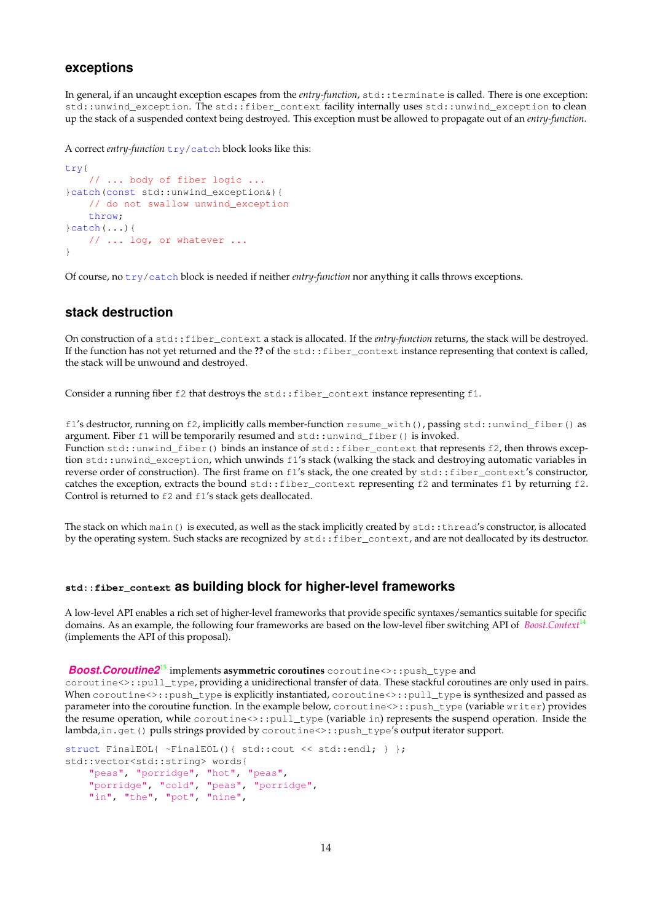## exceptions

In general, if an uncaught exception escapes from the *entry-function*, `std::terminate` is called. There is one exception: `std::unwind_exception`. The `std::fiber_context` facility internally uses `std::unwind_exception` to clean up the stack of a suspended context being destroyed. This exception must be allowed to propagate out of an *entry-function*.

A correct *entry-function* `try/catch` block looks like this:

```
try{
    // ... body of fiber logic ...
}catch(const std::unwind_exception&){
    // do not swallow unwind_exception
    throw;
}catch(...){
    // ... log, or whatever ...
}
```

Of course, no `try/catch` block is needed if neither *entry-function* nor anything it calls throws exceptions.

## stack destruction

On construction of a `std::fiber_context` a stack is allocated. If the *entry-function* returns, the stack will be destroyed. If the function has not yet returned and the **??** of the `std::fiber_context` instance representing that context is called, the stack will be unwound and destroyed.

Consider a running fiber `f2` that destroys the `std::fiber_context` instance representing `f1`.

`f1`'s destructor, running on `f2`, implicitly calls member-function `resume_with()`, passing `std::unwind_fiber()` as argument. Fiber `f1` will be temporarily resumed and `std::unwind_fiber()` is invoked.
Function `std::unwind_fiber()` binds an instance of `std::fiber_context` that represents `f2`, then throws exception `std::unwind_exception`, which unwinds `f1`'s stack (walking the stack and destroying automatic variables in reverse order of construction). The first frame on `f1`'s stack, the one created by `std::fiber_context`'s constructor, catches the exception, extracts the bound `std::fiber_context` representing `f2` and terminates `f1` by returning `f2`. Control is returned to `f2` and `f1`'s stack gets deallocated.

The stack on which `main()` is executed, as well as the stack implicitly created by `std::thread`'s constructor, is allocated by the operating system. Such stacks are recognized by `std::fiber_context`, and are not deallocated by its destructor.

## `std::fiber_context` as building block for higher-level frameworks

A low-level API enables a rich set of higher-level frameworks that provide specific syntaxes/semantics suitable for specific domains. As an example, the following four frameworks are based on the low-level fiber switching API of *Boost.Context*[14] (implements the API of this proposal).

***Boost.Coroutine2***[15] implements **asymmetric coroutines** `coroutine<>::push_type` and `coroutine<>::pull_type`, providing a unidirectional transfer of data. These stackful coroutines are only used in pairs. When `coroutine<>::push_type` is explicitly instantiated, `coroutine<>::pull_type` is synthesized and passed as parameter into the coroutine function. In the example below, `coroutine<>::push_type` (variable `writer`) provides the resume operation, while `coroutine<>::pull_type` (variable `in`) represents the suspend operation. Inside the lambda,`in.get()` pulls strings provided by `coroutine<>::push_type`'s output iterator support.

```
struct FinalEOL{ ~FinalEOL(){ std::cout << std::endl; } };
std::vector<std::string> words{
    "peas", "porridge", "hot", "peas",
    "porridge", "cold", "peas", "porridge",
    "in", "the", "pot", "nine",
```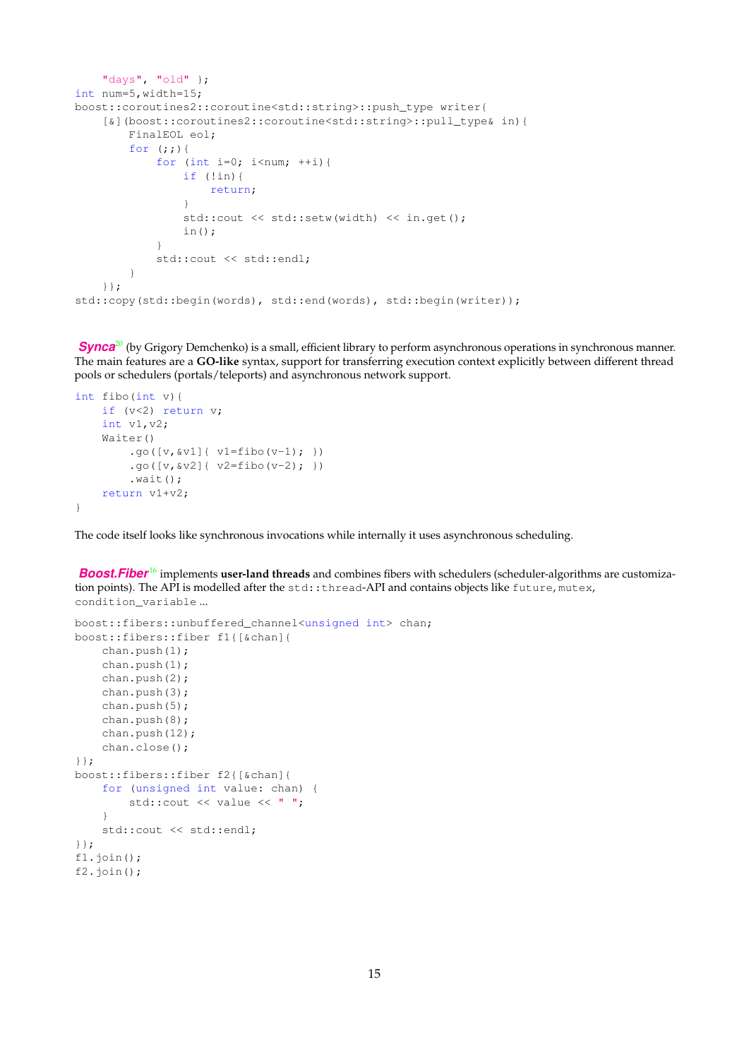```
    "days", "old" };
int num=5,width=15;
boost::coroutines2::coroutine<std::string>::push_type writer{
    [&](boost::coroutines2::coroutine<std::string>::pull_type& in){
        FinalEOL eol;
        for (;;){
            for (int i=0; i<num; ++i){
                if (!in){
                    return;
                }
                std::cout << std::setw(width) << in.get();
                in();
            }
            std::cout << std::endl;
        }
    }};
std::copy(std::begin(words), std::end(words), std::begin(writer));
```

***Synca***[20] (by Grigory Demchenko) is a small, efficient library to perform asynchronous operations in synchronous manner. The main features are a **GO-like** syntax, support for transferring execution context explicitly between different thread pools or schedulers (portals/teleports) and asynchronous network support.

```
int fibo(int v){
    if (v<2) return v;
    int v1,v2;
    Waiter()
        .go([v,&v1]{ v1=fibo(v-1); })
        .go([v,&v2]{ v2=fibo(v-2); })
        .wait();
    return v1+v2;
}
```

The code itself looks like synchronous invocations while internally it uses asynchronous scheduling.

***Boost.Fiber***[16] implements **user-land threads** and combines fibers with schedulers (scheduler-algorithms are customization points). The API is modelled after the `std::thread`-API and contains objects like `future`, `mutex`, `condition_variable` ...

```
boost::fibers::unbuffered_channel<unsigned int> chan;
boost::fibers::fiber f1{[&chan]{
    chan.push(1);
    chan.push(1);
    chan.push(2);
    chan.push(3);
    chan.push(5);
    chan.push(8);
    chan.push(12);
    chan.close();
}};
boost::fibers::fiber f2{[&chan]{
    for (unsigned int value: chan) {
        std::cout << value << " ";
    }
    std::cout << std::endl;
}};
f1.join();
f2.join();
```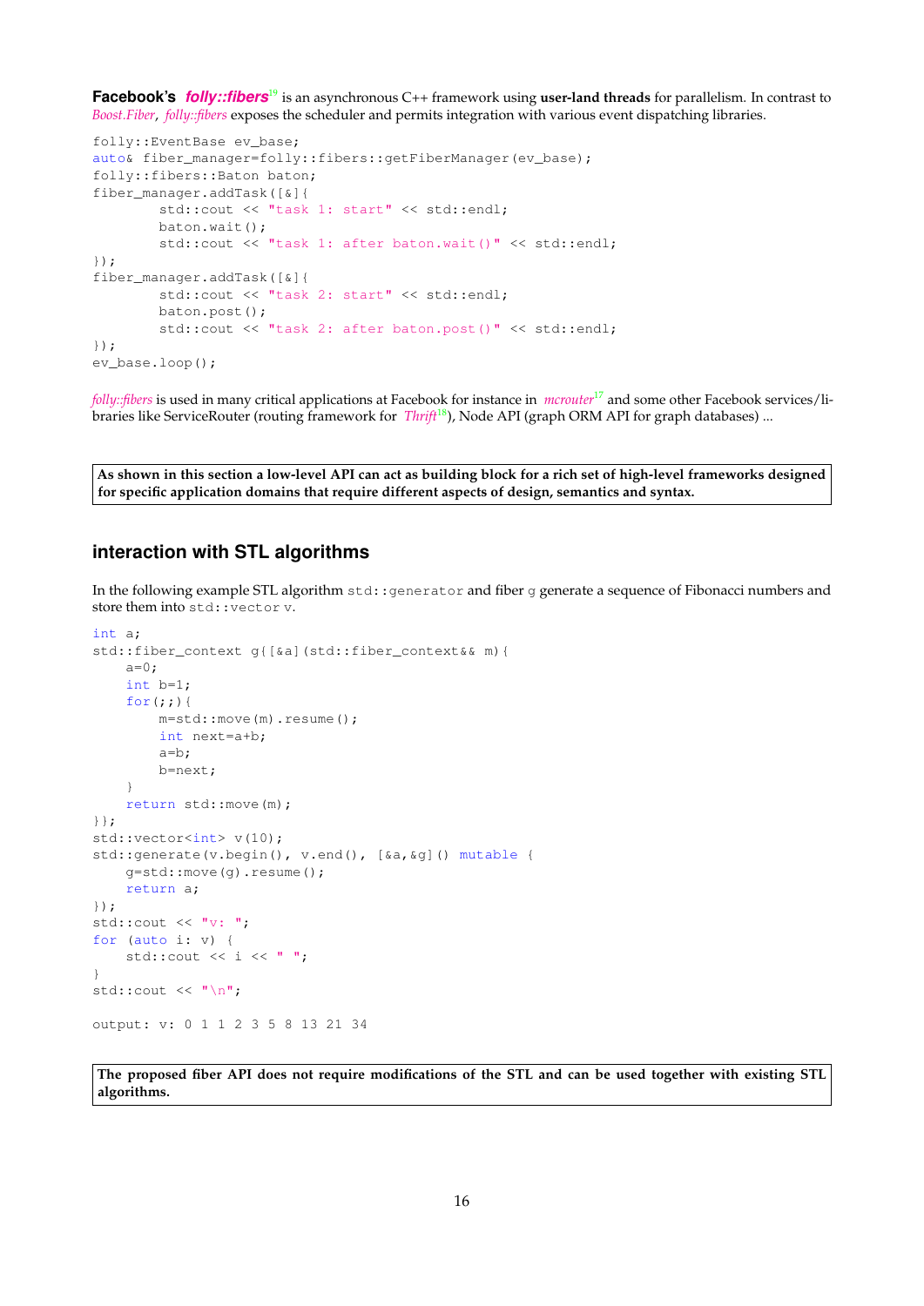**Facebook's** ***folly::fibers***[19] is an asynchronous C++ framework using **user-land threads** for parallelism. In contrast to *Boost.Fiber*, *folly::fibers* exposes the scheduler and permits integration with various event dispatching libraries.

```
folly::EventBase ev_base;
auto& fiber_manager=folly::fibers::getFiberManager(ev_base);
folly::fibers::Baton baton;
fiber_manager.addTask([&]{
        std::cout << "task 1: start" << std::endl;
        baton.wait();
        std::cout << "task 1: after baton.wait()" << std::endl;
});
fiber_manager.addTask([&]{
        std::cout << "task 2: start" << std::endl;
        baton.post();
        std::cout << "task 2: after baton.post()" << std::endl;
});
ev_base.loop();
```

*folly::fibers* is used in many critical applications at Facebook for instance in *mcrouter*[17] and some other Facebook services/libraries like ServiceRouter (routing framework for *Thrift*[18]), Node API (graph ORM API for graph databases) ...

**As shown in this section a low-level API can act as building block for a rich set of high-level frameworks designed for specific application domains that require different aspects of design, semantics and syntax.**

## interaction with STL algorithms

In the following example STL algorithm `std::generator` and fiber `g` generate a sequence of Fibonacci numbers and store them into `std::vector v`.

```
int a;
std::fiber_context g{[&a](std::fiber_context&& m){
    a=0;
    int b=1;
    for(;;){
        m=std::move(m).resume();
        int next=a+b;
        a=b;
        b=next;
    }
    return std::move(m);
}};
std::vector<int> v(10);
std::generate(v.begin(), v.end(), [&a,&g]() mutable {
    g=std::move(g).resume();
    return a;
});
std::cout << "v: ";
for (auto i: v) {
    std::cout << i << " ";
}
std::cout << "\n";

output: v: 0 1 1 2 3 5 8 13 21 34
```

**The proposed fiber API does not require modifications of the STL and can be used together with existing STL algorithms.**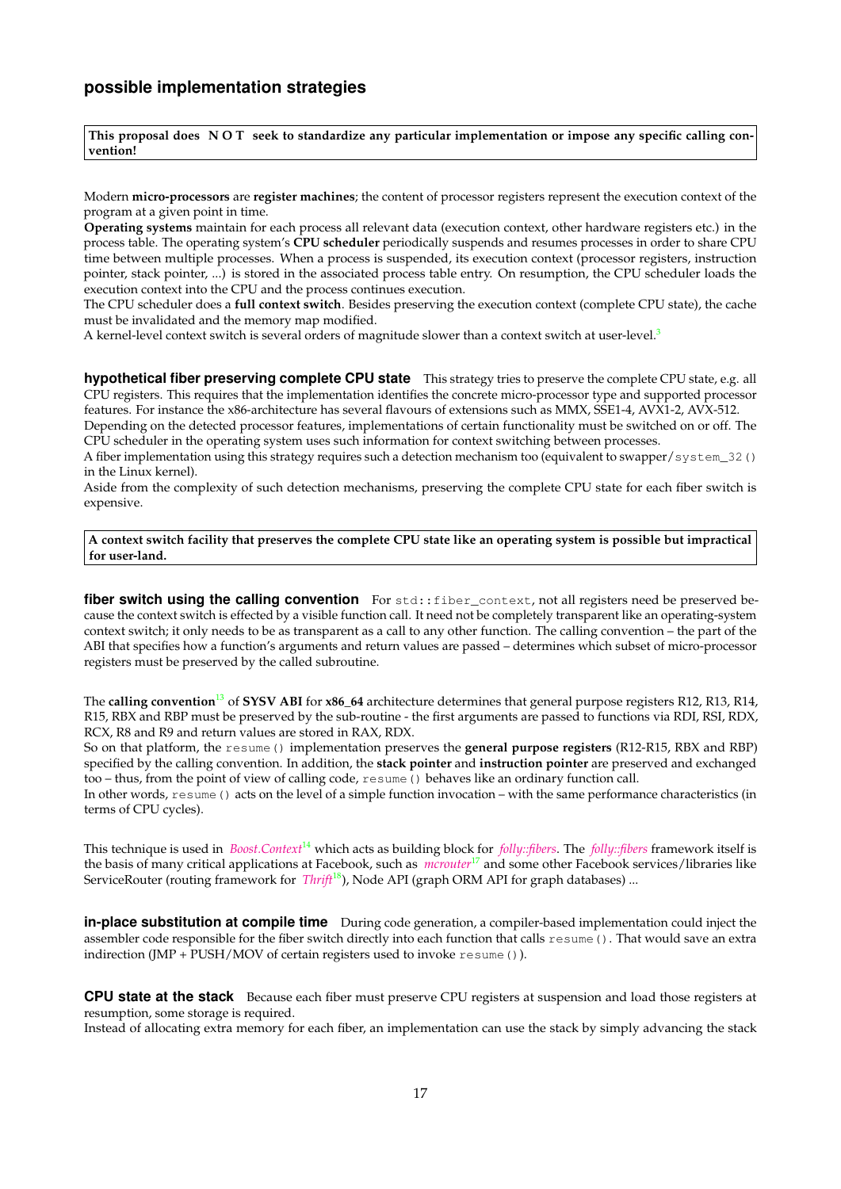## possible implementation strategies

**This proposal does N O T seek to standardize any particular implementation or impose any specific calling convention!**

Modern **micro-processors** are **register machines**; the content of processor registers represent the execution context of the program at a given point in time.
**Operating systems** maintain for each process all relevant data (execution context, other hardware registers etc.) in the process table. The operating system's **CPU scheduler** periodically suspends and resumes processes in order to share CPU time between multiple processes. When a process is suspended, its execution context (processor registers, instruction pointer, stack pointer, ...) is stored in the associated process table entry. On resumption, the CPU scheduler loads the execution context into the CPU and the process continues execution.
The CPU scheduler does a **full context switch**. Besides preserving the execution context (complete CPU state), the cache must be invalidated and the memory map modified.
A kernel-level context switch is several orders of magnitude slower than a context switch at user-level.[3]

**hypothetical fiber preserving complete CPU state** This strategy tries to preserve the complete CPU state, e.g. all CPU registers. This requires that the implementation identifies the concrete micro-processor type and supported processor features. For instance the x86-architecture has several flavours of extensions such as MMX, SSE1-4, AVX1-2, AVX-512.
Depending on the detected processor features, implementations of certain functionality must be switched on or off. The CPU scheduler in the operating system uses such information for context switching between processes.
A fiber implementation using this strategy requires such a detection mechanism too (equivalent to swapper/`system_32()` in the Linux kernel).
Aside from the complexity of such detection mechanisms, preserving the complete CPU state for each fiber switch is expensive.

**A context switch facility that preserves the complete CPU state like an operating system is possible but impractical for user-land.**

**fiber switch using the calling convention** For `std::fiber_context`, not all registers need be preserved because the context switch is effected by a visible function call. It need not be completely transparent like an operating-system context switch; it only needs to be as transparent as a call to any other function. The calling convention – the part of the ABI that specifies how a function's arguments and return values are passed – determines which subset of micro-processor registers must be preserved by the called subroutine.

The **calling convention**[13] of **SYSV ABI** for **x86_64** architecture determines that general purpose registers R12, R13, R14, R15, RBX and RBP must be preserved by the sub-routine - the first arguments are passed to functions via RDI, RSI, RDX, RCX, R8 and R9 and return values are stored in RAX, RDX.
So on that platform, the `resume()` implementation preserves the **general purpose registers** (R12-R15, RBX and RBP) specified by the calling convention. In addition, the **stack pointer** and **instruction pointer** are preserved and exchanged too – thus, from the point of view of calling code, `resume()` behaves like an ordinary function call.
In other words, `resume()` acts on the level of a simple function invocation – with the same performance characteristics (in terms of CPU cycles).

This technique is used in *Boost.Context*[14] which acts as building block for *folly::fibers*. The *folly::fibers* framework itself is the basis of many critical applications at Facebook, such as *mcrouter*[17] and some other Facebook services/libraries like ServiceRouter (routing framework for *Thrift*[18]), Node API (graph ORM API for graph databases) ...

**in-place substitution at compile time** During code generation, a compiler-based implementation could inject the assembler code responsible for the fiber switch directly into each function that calls `resume()`. That would save an extra indirection (JMP + PUSH/MOV of certain registers used to invoke `resume()`).

**CPU state at the stack** Because each fiber must preserve CPU registers at suspension and load those registers at resumption, some storage is required.
Instead of allocating extra memory for each fiber, an implementation can use the stack by simply advancing the stack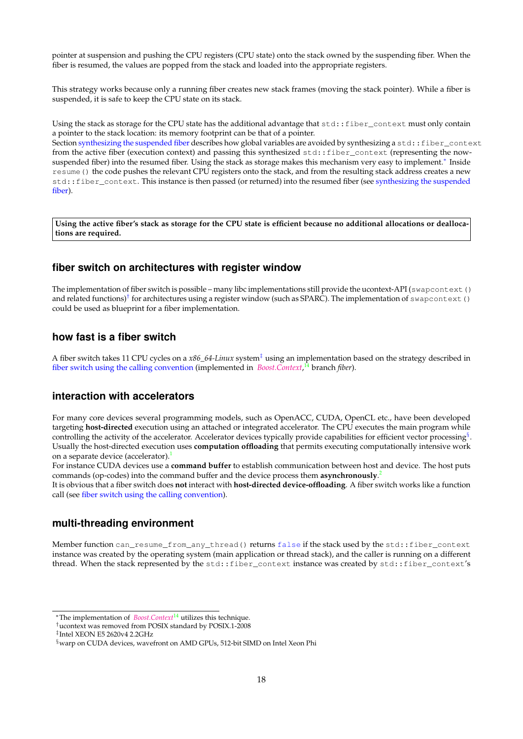pointer at suspension and pushing the CPU registers (CPU state) onto the stack owned by the suspending fiber. When the fiber is resumed, the values are popped from the stack and loaded into the appropriate registers.

This strategy works because only a running fiber creates new stack frames (moving the stack pointer). While a fiber is suspended, it is safe to keep the CPU state on its stack.

Using the stack as storage for the CPU state has the additional advantage that `std::fiber_context` must only contain a pointer to the stack location: its memory footprint can be that of a pointer.
Section synthesizing the suspended fiber describes how global variables are avoided by synthesizing a `std::fiber_context` from the active fiber (execution context) and passing this synthesized `std::fiber_context` (representing the now-suspended fiber) into the resumed fiber. Using the stack as storage makes this mechanism very easy to implement.[*] Inside `resume()` the code pushes the relevant CPU registers onto the stack, and from the resulting stack address creates a new `std::fiber_context`. This instance is then passed (or returned) into the resumed fiber (see synthesizing the suspended fiber).

**Using the active fiber's stack as storage for the CPU state is efficient because no additional allocations or deallocations are required.**

## fiber switch on architectures with register window

The implementation of fiber switch is possible – many libc implementations still provide the ucontext-API (`swapcontext()` and related functions)[†] for architectures using a register window (such as SPARC). The implementation of `swapcontext()` could be used as blueprint for a fiber implementation.

## how fast is a fiber switch

A fiber switch takes 11 CPU cycles on a *x86_64-Linux* system[‡] using an implementation based on the strategy described in fiber switch using the calling convention (implemented in *Boost.Context*,[14] branch *fiber*).

## interaction with accelerators

For many core devices several programming models, such as OpenACC, CUDA, OpenCL etc., have been developed targeting **host-directed** execution using an attached or integrated accelerator. The CPU executes the main program while controlling the activity of the accelerator. Accelerator devices typically provide capabilities for efficient vector processing[§]. Usually the host-directed execution uses **computation offloading** that permits executing computationally intensive work on a separate device (accelerator).[1]
For instance CUDA devices use a **command buffer** to establish communication between host and device. The host puts commands (op-codes) into the command buffer and the device process them **asynchronously**.[2]
It is obvious that a fiber switch does **not** interact with **host-directed device-offloading**. A fiber switch works like a function call (see fiber switch using the calling convention).

## multi-threading environment

Member function `can_resume_from_any_thread()` returns `false` if the stack used by the `std::fiber_context` instance was created by the operating system (main application or thread stack), and the caller is running on a different thread. When the stack represented by the `std::fiber_context` instance was created by `std::fiber_context`'s

---

[*] The implementation of *Boost.Context*[14] utilizes this technique.
[†] ucontext was removed from POSIX standard by POSIX.1-2008
[‡] Intel XEON E5 2620v4 2.2GHz
[§] warp on CUDA devices, wavefront on AMD GPUs, 512-bit SIMD on Intel Xeon Phi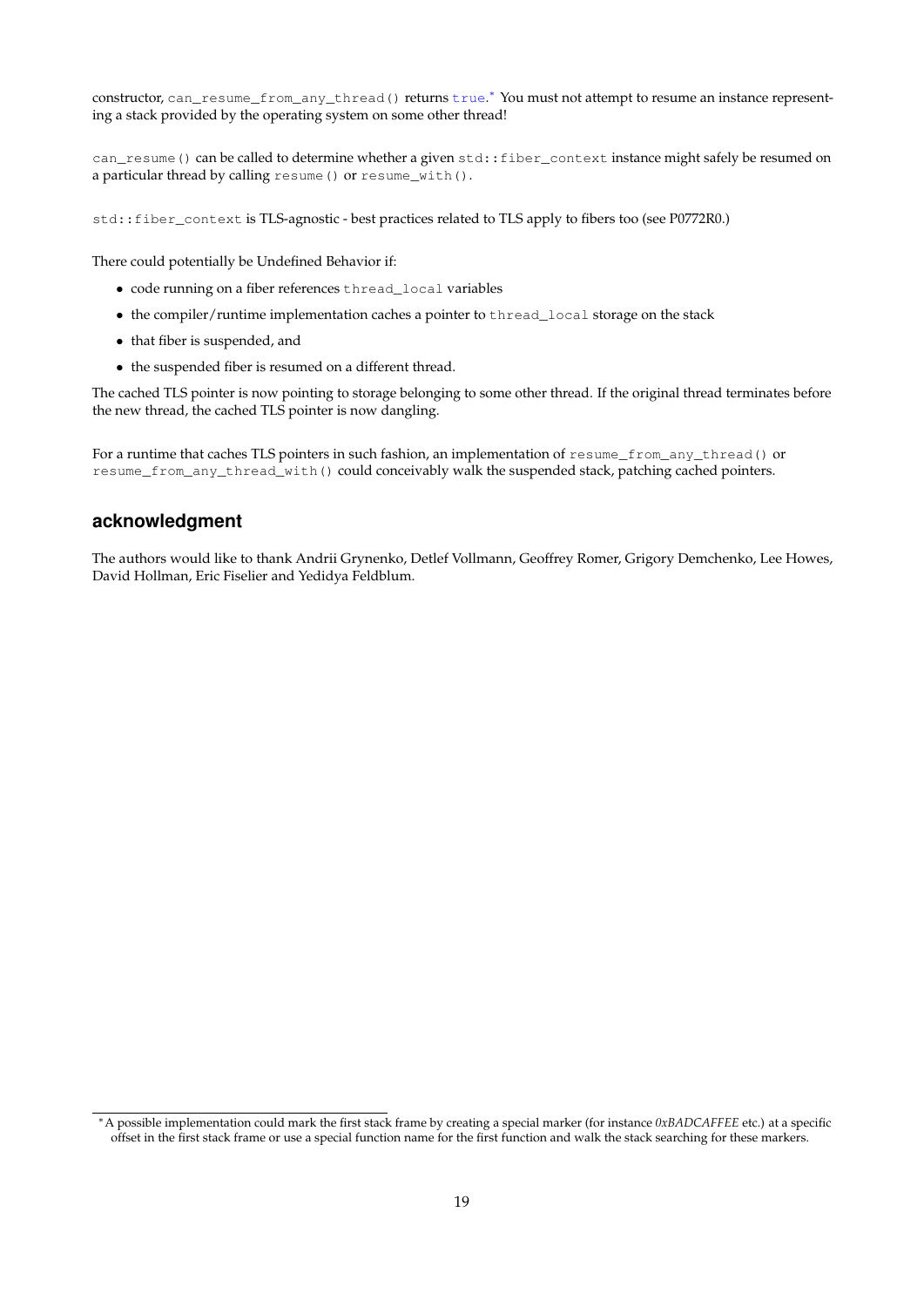constructor, `can_resume_from_any_thread()` returns `true`.* You must not attempt to resume an instance representing a stack provided by the operating system on some other thread!

`can_resume()` can be called to determine whether a given `std::fiber_context` instance might safely be resumed on a particular thread by calling `resume()` or `resume_with()`.

`std::fiber_context` is TLS-agnostic - best practices related to TLS apply to fibers too (see P0772R0.)

There could potentially be Undefined Behavior if:

- code running on a fiber references `thread_local` variables
- the compiler/runtime implementation caches a pointer to `thread_local` storage on the stack
- that fiber is suspended, and
- the suspended fiber is resumed on a different thread.

The cached TLS pointer is now pointing to storage belonging to some other thread. If the original thread terminates before the new thread, the cached TLS pointer is now dangling.

For a runtime that caches TLS pointers in such fashion, an implementation of `resume_from_any_thread()` or `resume_from_any_thread_with()` could conceivably walk the suspended stack, patching cached pointers.

## acknowledgment

The authors would like to thank Andrii Grynenko, Detlef Vollmann, Geoffrey Romer, Grigory Demchenko, Lee Howes, David Hollman, Eric Fiselier and Yedidya Feldblum.

---

* A possible implementation could mark the first stack frame by creating a special marker (for instance *0xBADCAFFEE* etc.) at a specific offset in the first stack frame or use a special function name for the first function and walk the stack searching for these markers.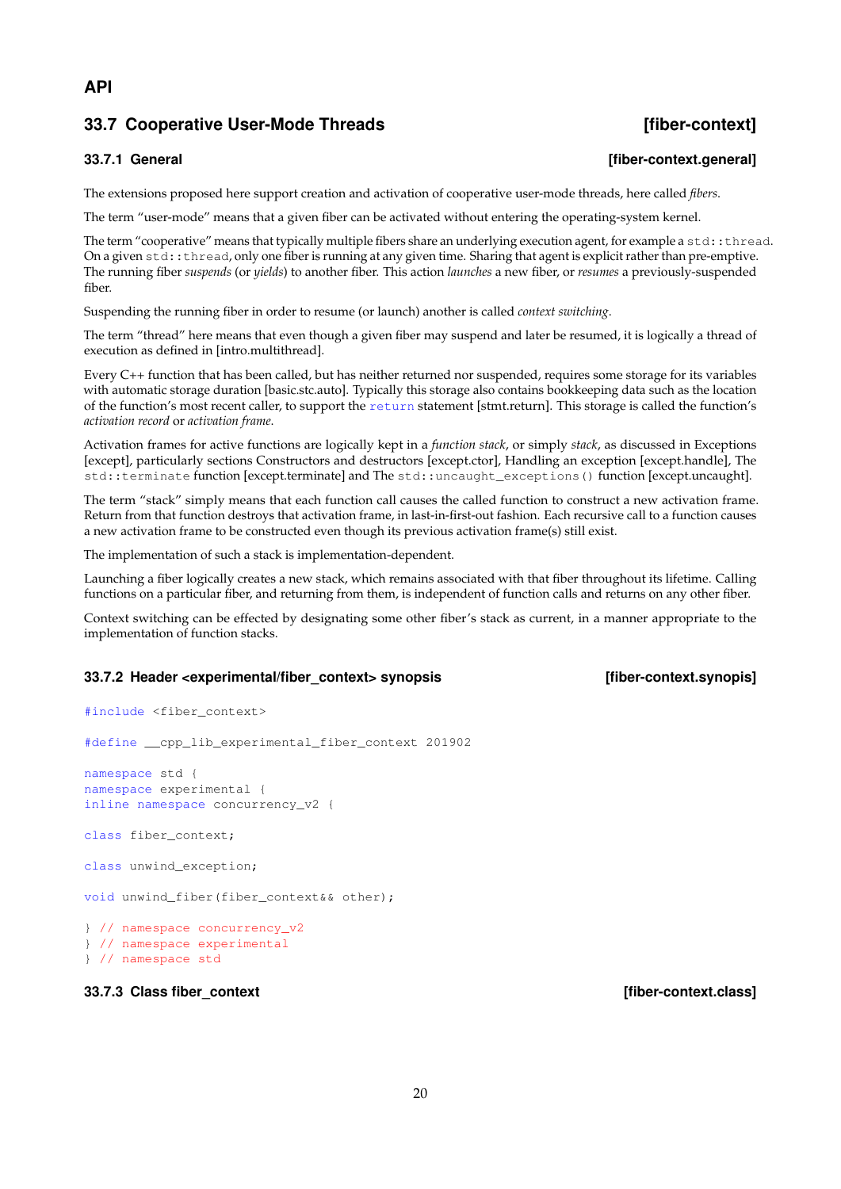## API

## 33.7 Cooperative User-Mode Threads [fiber-context]

### 33.7.1 General [fiber-context.general]

The extensions proposed here support creation and activation of cooperative user-mode threads, here called *fibers*.

The term "user-mode" means that a given fiber can be activated without entering the operating-system kernel.

The term "cooperative" means that typically multiple fibers share an underlying execution agent, for example a `std::thread`. On a given `std::thread`, only one fiber is running at any given time. Sharing that agent is explicit rather than pre-emptive. The running fiber *suspends* (or *yields*) to another fiber. This action *launches* a new fiber, or *resumes* a previously-suspended fiber.

Suspending the running fiber in order to resume (or launch) another is called *context switching*.

The term "thread" here means that even though a given fiber may suspend and later be resumed, it is logically a thread of execution as defined in [intro.multithread].

Every C++ function that has been called, but has neither returned nor suspended, requires some storage for its variables with automatic storage duration [basic.stc.auto]. Typically this storage also contains bookkeeping data such as the location of the function's most recent caller, to support the `return` statement [stmt.return]. This storage is called the function's *activation record* or *activation frame*.

Activation frames for active functions are logically kept in a *function stack*, or simply *stack*, as discussed in Exceptions [except], particularly sections Constructors and destructors [except.ctor], Handling an exception [except.handle], The `std::terminate` function [except.terminate] and The `std::uncaught_exceptions()` function [except.uncaught].

The term "stack" simply means that each function call causes the called function to construct a new activation frame. Return from that function destroys that activation frame, in last-in-first-out fashion. Each recursive call to a function causes a new activation frame to be constructed even though its previous activation frame(s) still exist.

The implementation of such a stack is implementation-dependent.

Launching a fiber logically creates a new stack, which remains associated with that fiber throughout its lifetime. Calling functions on a particular fiber, and returning from them, is independent of function calls and returns on any other fiber.

Context switching can be effected by designating some other fiber's stack as current, in a manner appropriate to the implementation of function stacks.

### 33.7.2 Header <experimental/fiber_context> synopsis [fiber-context.synopis]

```
#include <fiber_context>

#define __cpp_lib_experimental_fiber_context 201902

namespace std {
namespace experimental {
inline namespace concurrency_v2 {

class fiber_context;

class unwind_exception;

void unwind_fiber(fiber_context&& other);

} // namespace concurrency_v2
} // namespace experimental
} // namespace std
```

### 33.7.3 Class fiber_context [fiber-context.class]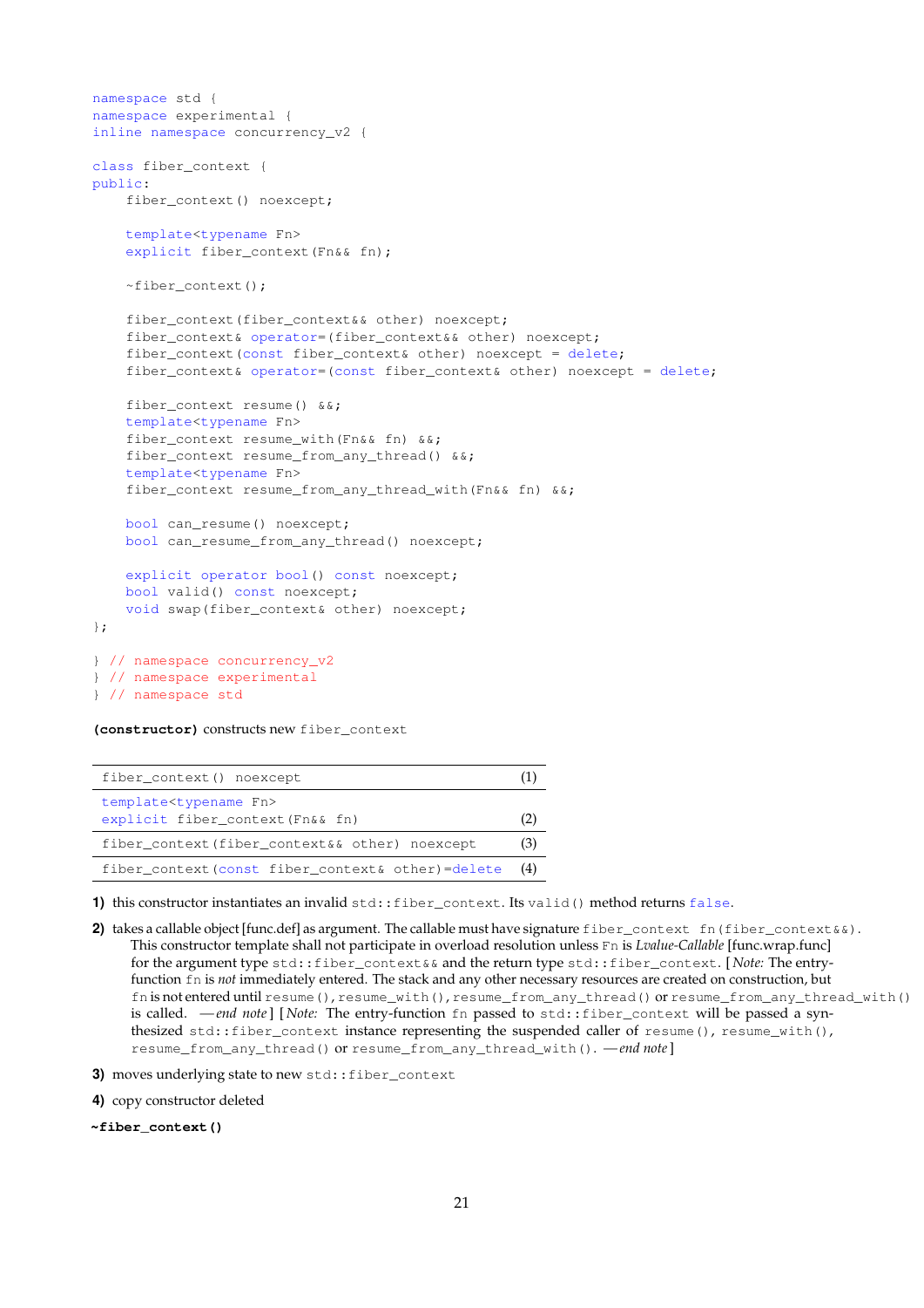```cpp
namespace std {
namespace experimental {
inline namespace concurrency_v2 {

class fiber_context {
public:
    fiber_context() noexcept;

    template<typename Fn>
    explicit fiber_context(Fn&& fn);

    ~fiber_context();

    fiber_context(fiber_context&& other) noexcept;
    fiber_context& operator=(fiber_context&& other) noexcept;
    fiber_context(const fiber_context& other) noexcept = delete;
    fiber_context& operator=(const fiber_context& other) noexcept = delete;

    fiber_context resume() &&;
    template<typename Fn>
    fiber_context resume_with(Fn&& fn) &&;
    fiber_context resume_from_any_thread() &&;
    template<typename Fn>
    fiber_context resume_from_any_thread_with(Fn&& fn) &&;

    bool can_resume() noexcept;
    bool can_resume_from_any_thread() noexcept;

    explicit operator bool() const noexcept;
    bool valid() const noexcept;
    void swap(fiber_context& other) noexcept;
};

} // namespace concurrency_v2
} // namespace experimental
} // namespace std
```

**(constructor)** constructs new `fiber_context`

| | |
|---|---|
| `fiber_context() noexcept` | (1) |
| `template<typename Fn>` `explicit fiber_context(Fn&& fn)` | (2) |
| `fiber_context(fiber_context&& other) noexcept` | (3) |
| `fiber_context(const fiber_context& other)=delete` | (4) |

**1)** this constructor instantiates an invalid `std::fiber_context`. Its `valid()` method returns `false`.

**2)** takes a callable object [func.def] as argument. The callable must have signature `fiber_context fn(fiber_context&&)`. This constructor template shall not participate in overload resolution unless `Fn` is *Lvalue-Callable* [func.wrap.func] for the argument type `std::fiber_context&&` and the return type `std::fiber_context`. [*Note:* The entry-function `fn` is *not* immediately entered. The stack and any other necessary resources are created on construction, but `fn` is not entered until `resume()`, `resume_with()`, `resume_from_any_thread()` or `resume_from_any_thread_with()` is called. —*end note*] [*Note:* The entry-function `fn` passed to `std::fiber_context` will be passed a synthesized `std::fiber_context` instance representing the suspended caller of `resume()`, `resume_with()`, `resume_from_any_thread()` or `resume_from_any_thread_with()`. —*end note*]

**3)** moves underlying state to new `std::fiber_context`

**4)** copy constructor deleted

**`~fiber_context()`**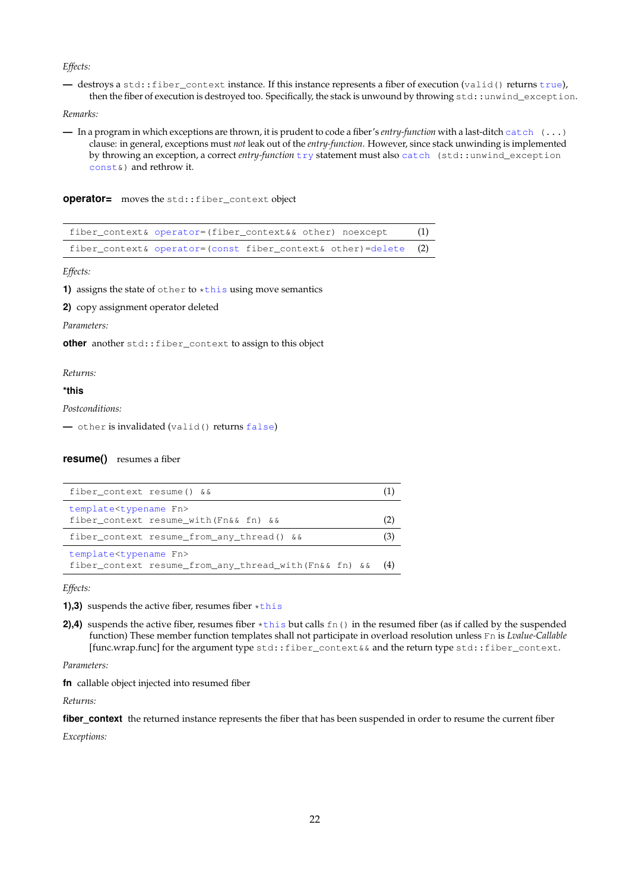*Effects:*

— destroys a `std::fiber_context` instance. If this instance represents a fiber of execution (`valid()` returns `true`), then the fiber of execution is destroyed too. Specifically, the stack is unwound by throwing `std::unwind_exception`.

*Remarks:*

— In a program in which exceptions are thrown, it is prudent to code a fiber's *entry-function* with a last-ditch `catch (...)` clause: in general, exceptions must *not* leak out of the *entry-function*. However, since stack unwinding is implemented by throwing an exception, a correct *entry-function* `try` statement must also `catch (std::unwind_exception const&)` and rethrow it.

**operator=** moves the `std::fiber_context` object

| | |
|---|---|
| `fiber_context& operator=(fiber_context&& other) noexcept` | (1) |
| `fiber_context& operator=(const fiber_context& other)=delete` | (2) |

*Effects:*

**1)** assigns the state of `other` to `*this` using move semantics

**2)** copy assignment operator deleted

*Parameters:*

**other** another `std::fiber_context` to assign to this object

*Returns:*

***this**

*Postconditions:*

— `other` is invalidated (`valid()` returns `false`)

**resume()** resumes a fiber

| | |
|---|---|
| `fiber_context resume() &&` | (1) |
| `template<typename Fn>` `fiber_context resume_with(Fn&& fn) &&` | (2) |
| `fiber_context resume_from_any_thread() &&` | (3) |
| `template<typename Fn>` `fiber_context resume_from_any_thread_with(Fn&& fn) &&` | (4) |

*Effects:*

**1),3)** suspends the active fiber, resumes fiber `*this`

**2),4)** suspends the active fiber, resumes fiber `*this` but calls `fn()` in the resumed fiber (as if called by the suspended function) These member function templates shall not participate in overload resolution unless `Fn` is *Lvalue-Callable* [func.wrap.func] for the argument type `std::fiber_context&&` and the return type `std::fiber_context`.

*Parameters:*

**fn** callable object injected into resumed fiber

*Returns:*

**fiber_context** the returned instance represents the fiber that has been suspended in order to resume the current fiber

*Exceptions:*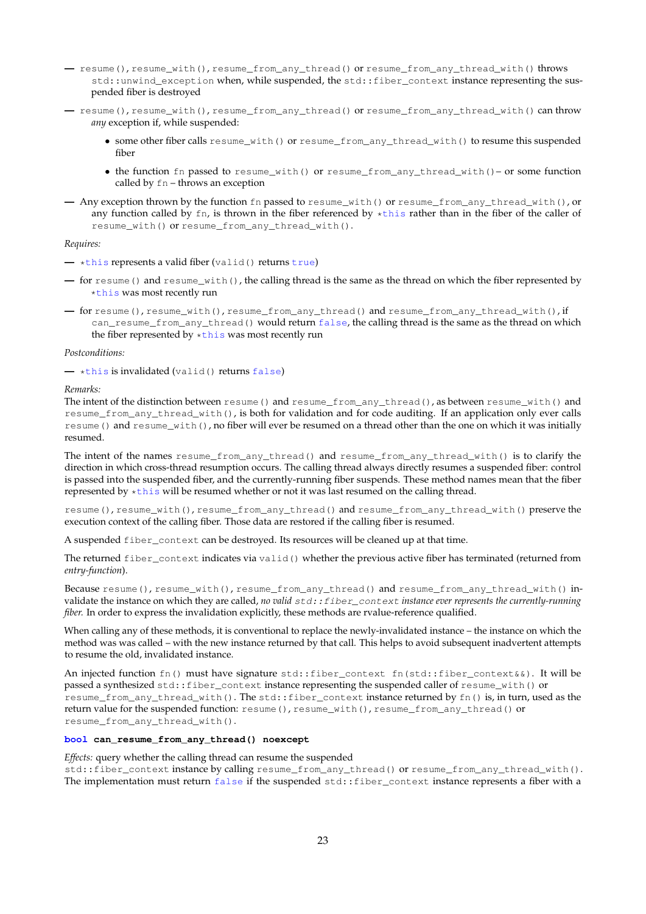— `resume()`, `resume_with()`, `resume_from_any_thread()` or `resume_from_any_thread_with()` throws `std::unwind_exception` when, while suspended, the `std::fiber_context` instance representing the suspended fiber is destroyed

— `resume()`, `resume_with()`, `resume_from_any_thread()` or `resume_from_any_thread_with()` can throw *any* exception if, while suspended:

- some other fiber calls `resume_with()` or `resume_from_any_thread_with()` to resume this suspended fiber
- the function `fn` passed to `resume_with()` or `resume_from_any_thread_with()` – or some function called by `fn` – throws an exception

— Any exception thrown by the function `fn` passed to `resume_with()` or `resume_from_any_thread_with()`, or any function called by `fn`, is thrown in the fiber referenced by `*this` rather than in the fiber of the caller of `resume_with()` or `resume_from_any_thread_with()`.

*Requires:*

— `*this` represents a valid fiber (`valid()` returns `true`)

— for `resume()` and `resume_with()`, the calling thread is the same as the thread on which the fiber represented by `*this` was most recently run

— for `resume()`, `resume_with()`, `resume_from_any_thread()` and `resume_from_any_thread_with()`, if `can_resume_from_any_thread()` would return `false`, the calling thread is the same as the thread on which the fiber represented by `*this` was most recently run

*Postconditions:*

— `*this` is invalidated (`valid()` returns `false`)

*Remarks:*

The intent of the distinction between `resume()` and `resume_from_any_thread()`, as between `resume_with()` and `resume_from_any_thread_with()`, is both for validation and for code auditing. If an application only ever calls `resume()` and `resume_with()`, no fiber will ever be resumed on a thread other than the one on which it was initially resumed.

The intent of the names `resume_from_any_thread()` and `resume_from_any_thread_with()` is to clarify the direction in which cross-thread resumption occurs. The calling thread always directly resumes a suspended fiber: control is passed into the suspended fiber, and the currently-running fiber suspends. These method names mean that the fiber represented by `*this` will be resumed whether or not it was last resumed on the calling thread.

`resume()`, `resume_with()`, `resume_from_any_thread()` and `resume_from_any_thread_with()` preserve the execution context of the calling fiber. Those data are restored if the calling fiber is resumed.

A suspended `fiber_context` can be destroyed. Its resources will be cleaned up at that time.

The returned `fiber_context` indicates via `valid()` whether the previous active fiber has terminated (returned from *entry-function*).

Because `resume()`, `resume_with()`, `resume_from_any_thread()` and `resume_from_any_thread_with()` invalidate the instance on which they are called, *no valid* `std::fiber_context` *instance ever represents the currently-running fiber.* In order to express the invalidation explicitly, these methods are rvalue-reference qualified.

When calling any of these methods, it is conventional to replace the newly-invalidated instance – the instance on which the method was was called – with the new instance returned by that call. This helps to avoid subsequent inadvertent attempts to resume the old, invalidated instance.

An injected function `fn()` must have signature `std::fiber_context fn(std::fiber_context&&)`. It will be passed a synthesized `std::fiber_context` instance representing the suspended caller of `resume_with()` or `resume_from_any_thread_with()`. The `std::fiber_context` instance returned by `fn()` is, in turn, used as the return value for the suspended function: `resume()`, `resume_with()`, `resume_from_any_thread()` or `resume_from_any_thread_with()`.

**`bool can_resume_from_any_thread() noexcept`**

*Effects:* query whether the calling thread can resume the suspended `std::fiber_context` instance by calling `resume_from_any_thread()` or `resume_from_any_thread_with()`. The implementation must return `false` if the suspended `std::fiber_context` instance represents a fiber with a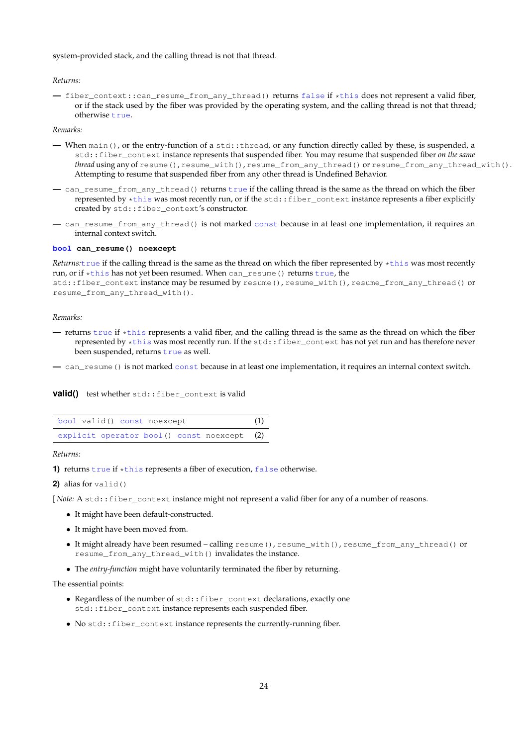system-provided stack, and the calling thread is not that thread.

*Returns:*

— `fiber_context::can_resume_from_any_thread()` returns `false` if `*this` does not represent a valid fiber, or if the stack used by the fiber was provided by the operating system, and the calling thread is not that thread; otherwise `true`.

*Remarks:*

— When `main()`, or the entry-function of a `std::thread`, or any function directly called by these, is suspended, a `std::fiber_context` instance represents that suspended fiber. You may resume that suspended fiber *on the same thread* using any of `resume()`, `resume_with()`, `resume_from_any_thread()` or `resume_from_any_thread_with()`. Attempting to resume that suspended fiber from any other thread is Undefined Behavior.

— `can_resume_from_any_thread()` returns `true` if the calling thread is the same as the thread on which the fiber represented by `*this` was most recently run, or if the `std::fiber_context` instance represents a fiber explicitly created by `std::fiber_context`'s constructor.

— `can_resume_from_any_thread()` is not marked `const` because in at least one implementation, it requires an internal context switch.

**`bool can_resume() noexcept`**

*Returns:*`true` if the calling thread is the same as the thread on which the fiber represented by `*this` was most recently run, or if `*this` has not yet been resumed. When `can_resume()` returns `true`, the `std::fiber_context` instance may be resumed by `resume()`, `resume_with()`, `resume_from_any_thread()` or `resume_from_any_thread_with()`.

*Remarks:*

— returns `true` if `*this` represents a valid fiber, and the calling thread is the same as the thread on which the fiber represented by `*this` was most recently run. If the `std::fiber_context` has not yet run and has therefore never been suspended, returns `true` as well.

— `can_resume()` is not marked `const` because in at least one implementation, it requires an internal context switch.

**valid()** test whether `std::fiber_context` is valid

| | |
|---|---|
| `bool valid() const noexcept` | (1) |
| `explicit operator bool() const noexcept` | (2) |

*Returns:*

**1)** returns `true` if `*this` represents a fiber of execution, `false` otherwise.

**2)** alias for `valid()`

[ *Note:* A `std::fiber_context` instance might not represent a valid fiber for any of a number of reasons.

- It might have been default-constructed.
- It might have been moved from.
- It might already have been resumed – calling `resume()`, `resume_with()`, `resume_from_any_thread()` or `resume_from_any_thread_with()` invalidates the instance.
- The *entry-function* might have voluntarily terminated the fiber by returning.

The essential points:

- Regardless of the number of `std::fiber_context` declarations, exactly one `std::fiber_context` instance represents each suspended fiber.
- No `std::fiber_context` instance represents the currently-running fiber.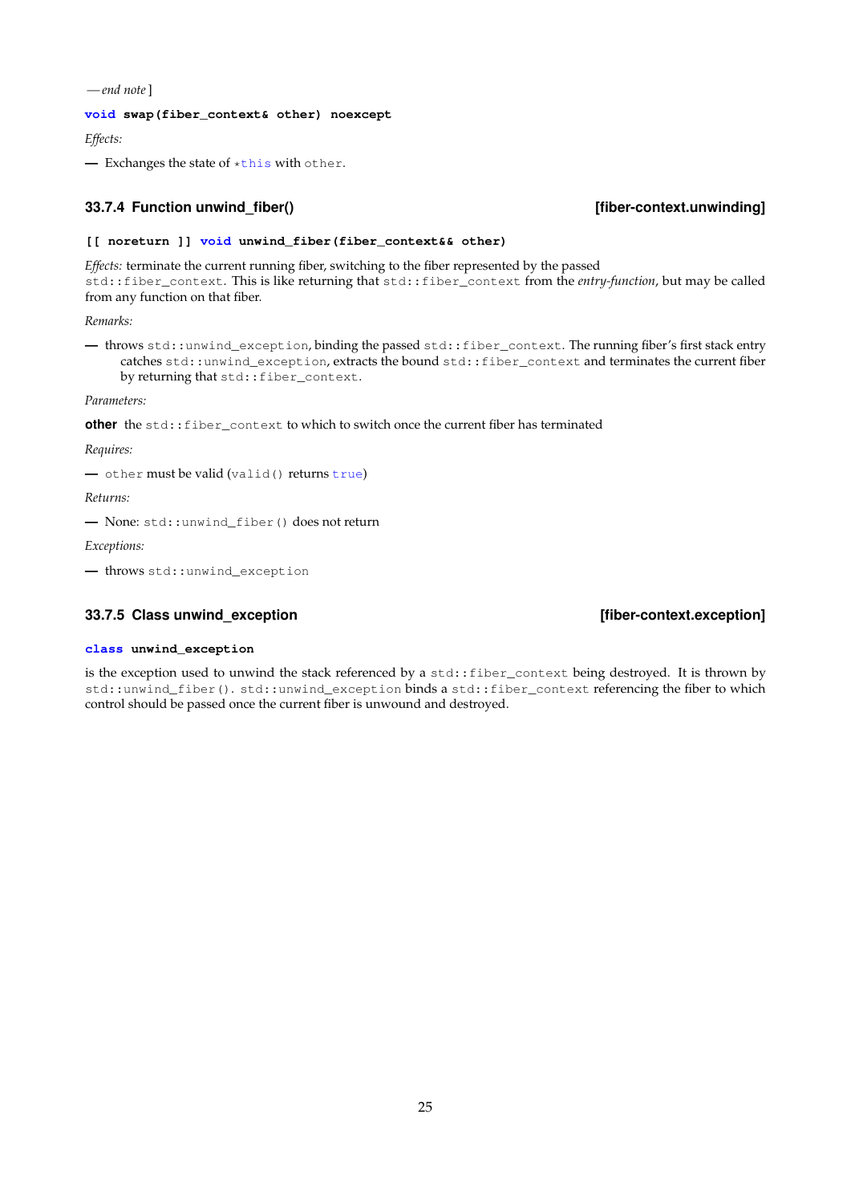*— end note* ]

```
void swap(fiber_context& other) noexcept
```

*Effects:*

— Exchanges the state of `*this` with `other`.

### 33.7.4 Function unwind_fiber() [fiber-context.unwinding]

```
[[ noreturn ]] void unwind_fiber(fiber_context&& other)
```

*Effects:* terminate the current running fiber, switching to the fiber represented by the passed `std::fiber_context`. This is like returning that `std::fiber_context` from the *entry-function*, but may be called from any function on that fiber.

*Remarks:*

— throws `std::unwind_exception`, binding the passed `std::fiber_context`. The running fiber's first stack entry catches `std::unwind_exception`, extracts the bound `std::fiber_context` and terminates the current fiber by returning that `std::fiber_context`.

*Parameters:*

**other** the `std::fiber_context` to which to switch once the current fiber has terminated

*Requires:*

— `other` must be valid (`valid()` returns `true`)

*Returns:*

— None: `std::unwind_fiber()` does not return

*Exceptions:*

— throws `std::unwind_exception`

### 33.7.5 Class unwind_exception [fiber-context.exception]

```
class unwind_exception
```

is the exception used to unwind the stack referenced by a `std::fiber_context` being destroyed. It is thrown by `std::unwind_fiber()`. `std::unwind_exception` binds a `std::fiber_context` referencing the fiber to which control should be passed once the current fiber is unwound and destroyed.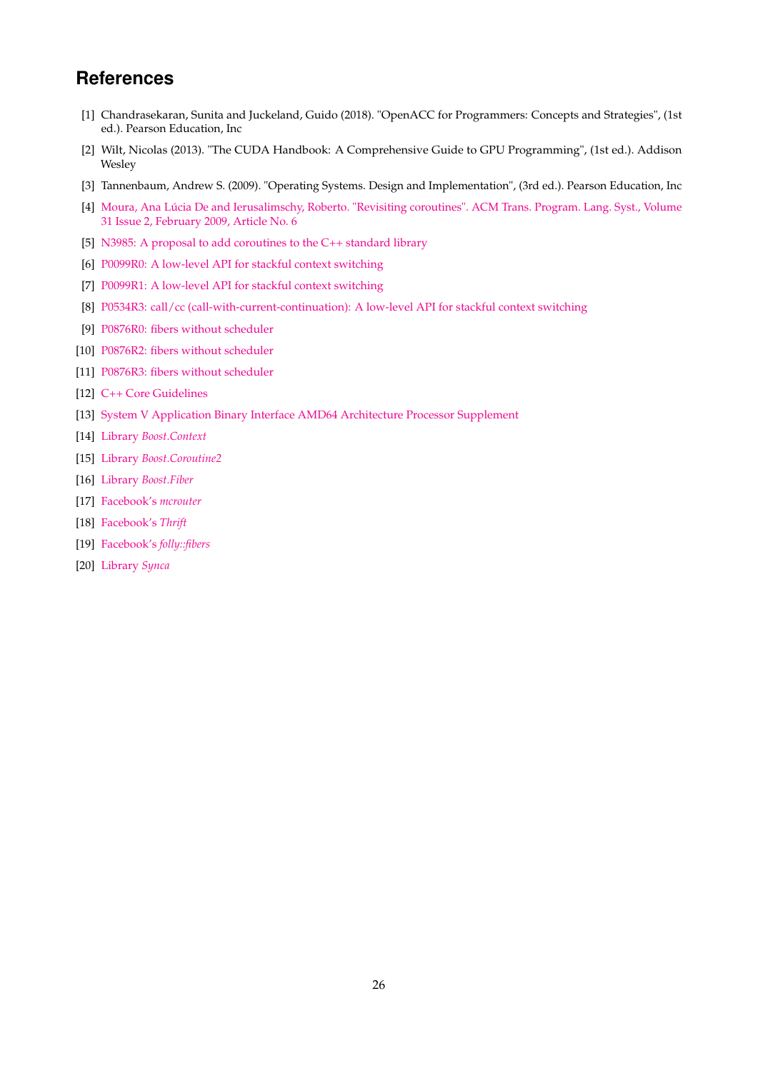## References

[1] Chandrasekaran, Sunita and Juckeland, Guido (2018). "OpenACC for Programmers: Concepts and Strategies", (1st ed.). Pearson Education, Inc

[2] Wilt, Nicolas (2013). "The CUDA Handbook: A Comprehensive Guide to GPU Programming", (1st ed.). Addison Wesley

[3] Tannenbaum, Andrew S. (2009). "Operating Systems. Design and Implementation", (3rd ed.). Pearson Education, Inc

[4] Moura, Ana Lúcia De and Ierusalimschy, Roberto. "Revisiting coroutines". ACM Trans. Program. Lang. Syst., Volume 31 Issue 2, February 2009, Article No. 6

[5] N3985: A proposal to add coroutines to the C++ standard library

[6] P0099R0: A low-level API for stackful context switching

[7] P0099R1: A low-level API for stackful context switching

[8] P0534R3: call/cc (call-with-current-continuation): A low-level API for stackful context switching

[9] P0876R0: fibers without scheduler

[10] P0876R2: fibers without scheduler

[11] P0876R3: fibers without scheduler

[12] C++ Core Guidelines

[13] System V Application Binary Interface AMD64 Architecture Processor Supplement

[14] Library *Boost.Context*

[15] Library *Boost.Coroutine2*

[16] Library *Boost.Fiber*

[17] Facebook's *mcrouter*

[18] Facebook's *Thrift*

[19] Facebook's *folly::fibers*

[20] Library *Synca*